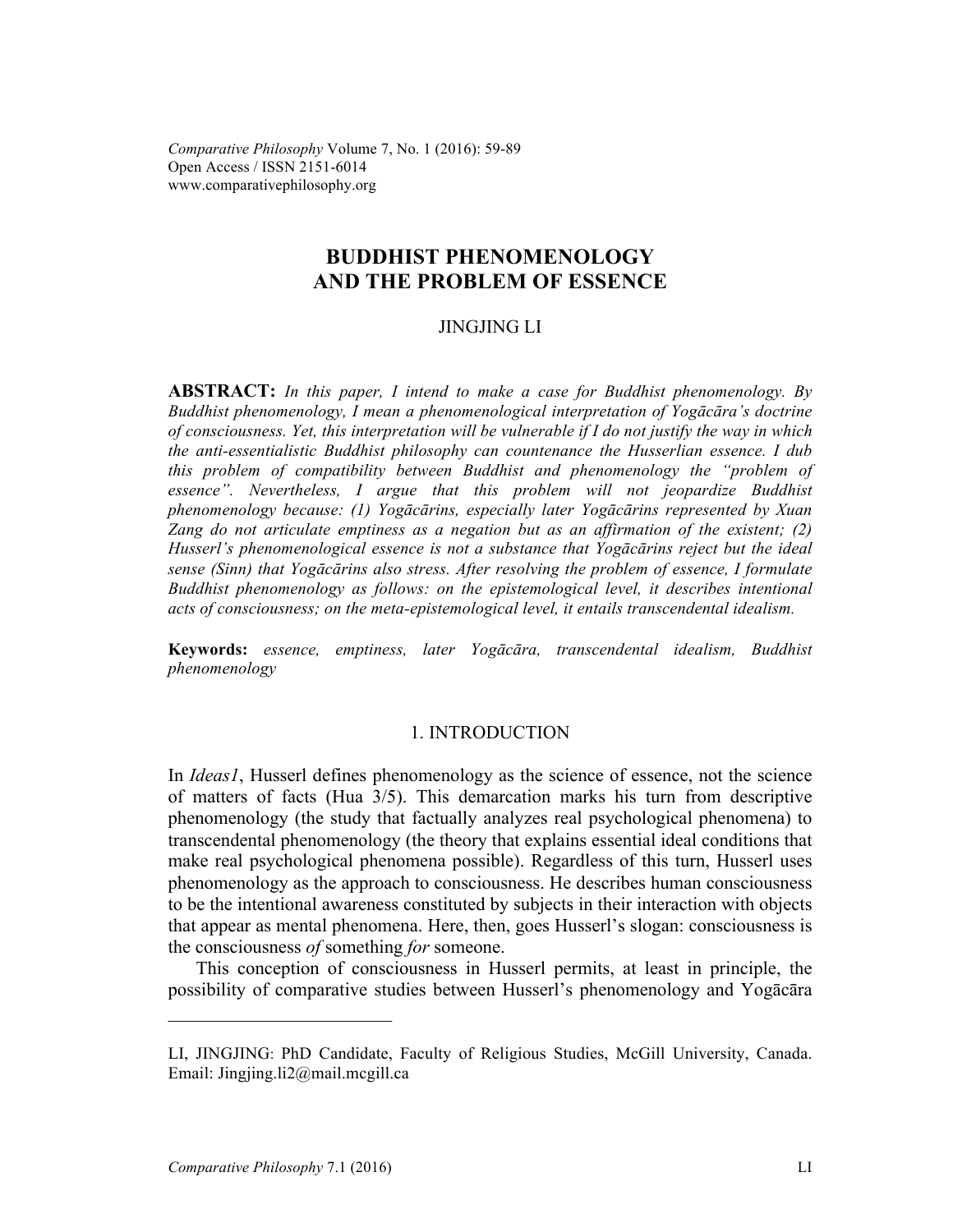Comparative Philosophy Volume 7, No. 1 (2016): 59-89
Open Access / ISSN 2151-6014
www.comparativephilosophy.org

# BUDDHIST PHENOMENOLOGY AND THE PROBLEM OF ESSENCE

JINGJING LI

**ABSTRACT:** *In this paper, I intend to make a case for Buddhist phenomenology. By Buddhist phenomenology, I mean a phenomenological interpretation of Yogācāra's doctrine of consciousness. Yet, this interpretation will be vulnerable if I do not justify the way in which the anti-essentialistic Buddhist philosophy can countenance the Husserlian essence. I dub this problem of compatibility between Buddhist and phenomenology the "problem of essence". Nevertheless, I argue that this problem will not jeopardize Buddhist phenomenology because: (1) Yogācārins, especially later Yogācārins represented by Xuan Zang do not articulate emptiness as a negation but as an affirmation of the existent; (2) Husserl's phenomenological essence is not a substance that Yogācārins reject but the ideal sense (Sinn) that Yogācārins also stress. After resolving the problem of essence, I formulate Buddhist phenomenology as follows: on the epistemological level, it describes intentional acts of consciousness; on the meta-epistemological level, it entails transcendental idealism.*

**Keywords:** *essence, emptiness, later Yogācāra, transcendental idealism, Buddhist phenomenology*

## 1. INTRODUCTION

In *Ideas1*, Husserl defines phenomenology as the science of essence, not the science of matters of facts (Hua 3/5). This demarcation marks his turn from descriptive phenomenology (the study that factually analyzes real psychological phenomena) to transcendental phenomenology (the theory that explains essential ideal conditions that make real psychological phenomena possible). Regardless of this turn, Husserl uses phenomenology as the approach to consciousness. He describes human consciousness to be the intentional awareness constituted by subjects in their interaction with objects that appear as mental phenomena. Here, then, goes Husserl's slogan: consciousness is the consciousness *of* something *for* someone.

This conception of consciousness in Husserl permits, at least in principle, the possibility of comparative studies between Husserl's phenomenology and Yogācāra

---

LI, JINGJING: PhD Candidate, Faculty of Religious Studies, McGill University, Canada. Email: Jingjing.li2@mail.mcgill.ca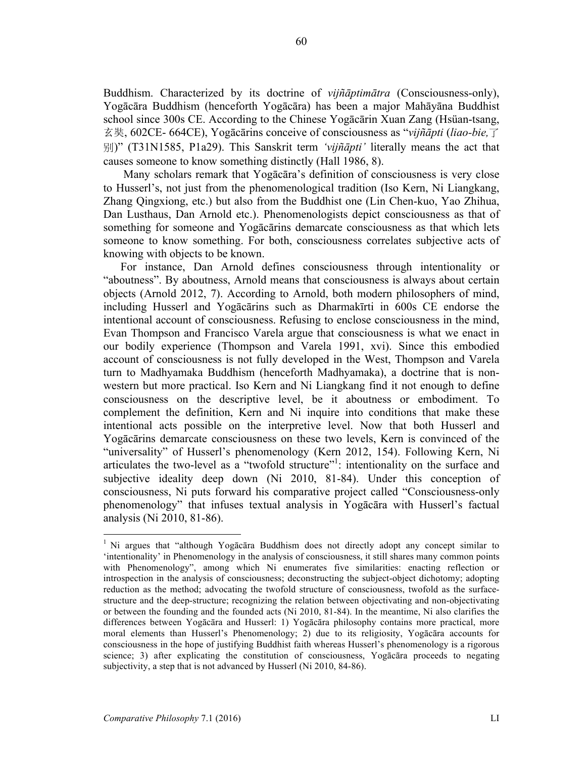Buddhism. Characterized by its doctrine of *vijñāptimātra* (Consciousness-only), Yogācāra Buddhism (henceforth Yogācāra) has been a major Mahāyāna Buddhist school since 300s CE. According to the Chinese Yogācārin Xuan Zang (Hsüan-tsang, 玄奘, 602CE- 664CE), Yogācārins conceive of consciousness as "*vijñāpti* (*liao-bie,*了别)" (T31N1585, P1a29). This Sanskrit term *'vijñāpti'* literally means the act that causes someone to know something distinctly (Hall 1986, 8).

Many scholars remark that Yogācāra's definition of consciousness is very close to Husserl's, not just from the phenomenological tradition (Iso Kern, Ni Liangkang, Zhang Qingxiong, etc.) but also from the Buddhist one (Lin Chen-kuo, Yao Zhihua, Dan Lusthaus, Dan Arnold etc.). Phenomenologists depict consciousness as that of something for someone and Yogācārins demarcate consciousness as that which lets someone to know something. For both, consciousness correlates subjective acts of knowing with objects to be known.

For instance, Dan Arnold defines consciousness through intentionality or "aboutness". By aboutness, Arnold means that consciousness is always about certain objects (Arnold 2012, 7). According to Arnold, both modern philosophers of mind, including Husserl and Yogācārins such as Dharmakīrti in 600s CE endorse the intentional account of consciousness. Refusing to enclose consciousness in the mind, Evan Thompson and Francisco Varela argue that consciousness is what we enact in our bodily experience (Thompson and Varela 1991, xvi). Since this embodied account of consciousness is not fully developed in the West, Thompson and Varela turn to Madhyamaka Buddhism (henceforth Madhyamaka), a doctrine that is non-western but more practical. Iso Kern and Ni Liangkang find it not enough to define consciousness on the descriptive level, be it aboutness or embodiment. To complement the definition, Kern and Ni inquire into conditions that make these intentional acts possible on the interpretive level. Now that both Husserl and Yogācārins demarcate consciousness on these two levels, Kern is convinced of the "universality" of Husserl's phenomenology (Kern 2012, 154). Following Kern, Ni articulates the two-level as a "twofold structure"[1]: intentionality on the surface and subjective ideality deep down (Ni 2010, 81-84). Under this conception of consciousness, Ni puts forward his comparative project called "Consciousness-only phenomenology" that infuses textual analysis in Yogācāra with Husserl's factual analysis (Ni 2010, 81-86).

---

[1] Ni argues that "although Yogācāra Buddhism does not directly adopt any concept similar to 'intentionality' in Phenomenology in the analysis of consciousness, it still shares many common points with Phenomenology", among which Ni enumerates five similarities: enacting reflection or introspection in the analysis of consciousness; deconstructing the subject-object dichotomy; adopting reduction as the method; advocating the twofold structure of consciousness, twofold as the surface-structure and the deep-structure; recognizing the relation between objectivating and non-objectivating or between the founding and the founded acts (Ni 2010, 81-84). In the meantime, Ni also clarifies the differences between Yogācāra and Husserl: 1) Yogācāra philosophy contains more practical, more moral elements than Husserl's Phenomenology; 2) due to its religiosity, Yogācāra accounts for consciousness in the hope of justifying Buddhist faith whereas Husserl's phenomenology is a rigorous science; 3) after explicating the constitution of consciousness, Yogācāra proceeds to negating subjectivity, a step that is not advanced by Husserl (Ni 2010, 84-86).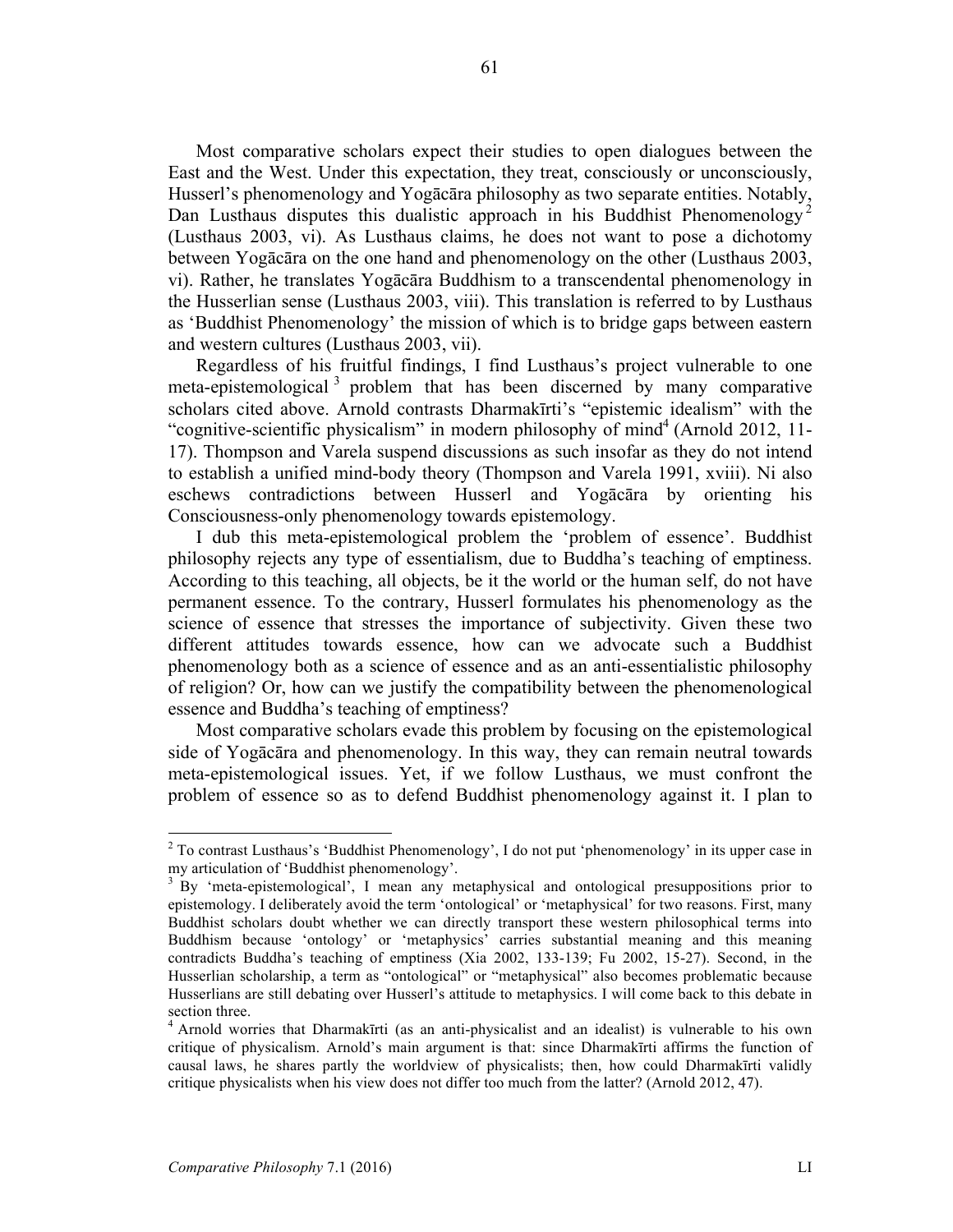Most comparative scholars expect their studies to open dialogues between the East and the West. Under this expectation, they treat, consciously or unconsciously, Husserl's phenomenology and Yogācāra philosophy as two separate entities. Notably, Dan Lusthaus disputes this dualistic approach in his Buddhist Phenomenology[2] (Lusthaus 2003, vi). As Lusthaus claims, he does not want to pose a dichotomy between Yogācāra on the one hand and phenomenology on the other (Lusthaus 2003, vi). Rather, he translates Yogācāra Buddhism to a transcendental phenomenology in the Husserlian sense (Lusthaus 2003, viii). This translation is referred to by Lusthaus as 'Buddhist Phenomenology' the mission of which is to bridge gaps between eastern and western cultures (Lusthaus 2003, vii).

Regardless of his fruitful findings, I find Lusthaus's project vulnerable to one meta-epistemological[3] problem that has been discerned by many comparative scholars cited above. Arnold contrasts Dharmakīrti's "epistemic idealism" with the "cognitive-scientific physicalism" in modern philosophy of mind[4] (Arnold 2012, 11-17). Thompson and Varela suspend discussions as such insofar as they do not intend to establish a unified mind-body theory (Thompson and Varela 1991, xviii). Ni also eschews contradictions between Husserl and Yogācāra by orienting his Consciousness-only phenomenology towards epistemology.

I dub this meta-epistemological problem the 'problem of essence'. Buddhist philosophy rejects any type of essentialism, due to Buddha's teaching of emptiness. According to this teaching, all objects, be it the world or the human self, do not have permanent essence. To the contrary, Husserl formulates his phenomenology as the science of essence that stresses the importance of subjectivity. Given these two different attitudes towards essence, how can we advocate such a Buddhist phenomenology both as a science of essence and as an anti-essentialistic philosophy of religion? Or, how can we justify the compatibility between the phenomenological essence and Buddha's teaching of emptiness?

Most comparative scholars evade this problem by focusing on the epistemological side of Yogācāra and phenomenology. In this way, they can remain neutral towards meta-epistemological issues. Yet, if we follow Lusthaus, we must confront the problem of essence so as to defend Buddhist phenomenology against it. I plan to

---

[2] To contrast Lusthaus's 'Buddhist Phenomenology', I do not put 'phenomenology' in its upper case in my articulation of 'Buddhist phenomenology'.

[3] By 'meta-epistemological', I mean any metaphysical and ontological presuppositions prior to epistemology. I deliberately avoid the term 'ontological' or 'metaphysical' for two reasons. First, many Buddhist scholars doubt whether we can directly transport these western philosophical terms into Buddhism because 'ontology' or 'metaphysics' carries substantial meaning and this meaning contradicts Buddha's teaching of emptiness (Xia 2002, 133-139; Fu 2002, 15-27). Second, in the Husserlian scholarship, a term as "ontological" or "metaphysical" also becomes problematic because Husserlians are still debating over Husserl's attitude to metaphysics. I will come back to this debate in section three.

[4] Arnold worries that Dharmakīrti (as an anti-physicalist and an idealist) is vulnerable to his own critique of physicalism. Arnold's main argument is that: since Dharmakīrti affirms the function of causal laws, he shares partly the worldview of physicalists; then, how could Dharmakīrti validly critique physicalists when his view does not differ too much from the latter? (Arnold 2012, 47).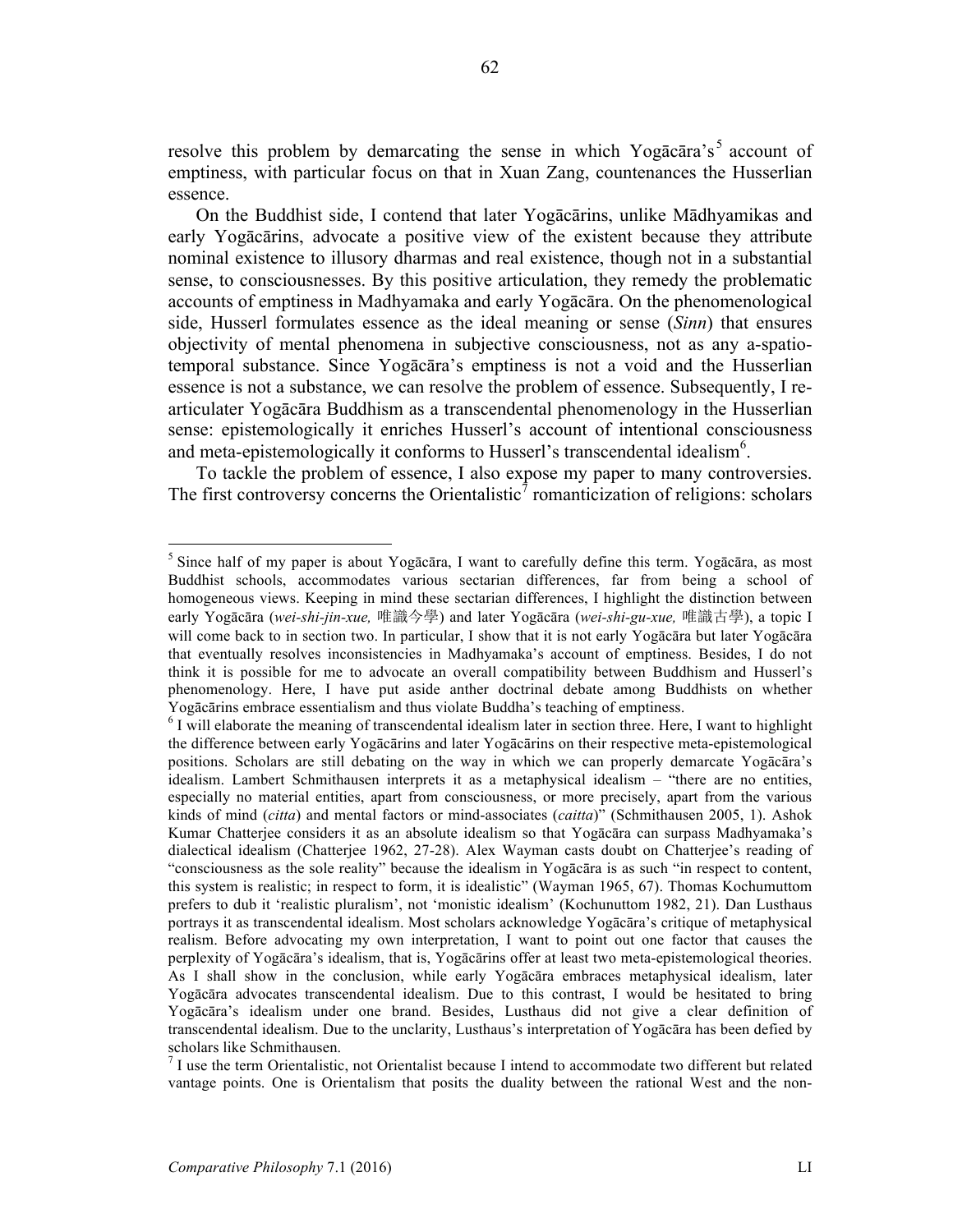resolve this problem by demarcating the sense in which Yogācāra's[5] account of emptiness, with particular focus on that in Xuan Zang, countenances the Husserlian essence.

On the Buddhist side, I contend that later Yogācārins, unlike Mādhyamikas and early Yogācārins, advocate a positive view of the existent because they attribute nominal existence to illusory dharmas and real existence, though not in a substantial sense, to consciousnesses. By this positive articulation, they remedy the problematic accounts of emptiness in Madhyamaka and early Yogācāra. On the phenomenological side, Husserl formulates essence as the ideal meaning or sense (*Sinn*) that ensures objectivity of mental phenomena in subjective consciousness, not as any a-spatio-temporal substance. Since Yogācāra's emptiness is not a void and the Husserlian essence is not a substance, we can resolve the problem of essence. Subsequently, I re-articulater Yogācāra Buddhism as a transcendental phenomenology in the Husserlian sense: epistemologically it enriches Husserl's account of intentional consciousness and meta-epistemologically it conforms to Husserl's transcendental idealism[6].

To tackle the problem of essence, I also expose my paper to many controversies. The first controversy concerns the Orientalistic[7] romanticization of religions: scholars

---

[5] Since half of my paper is about Yogācāra, I want to carefully define this term. Yogācāra, as most Buddhist schools, accommodates various sectarian differences, far from being a school of homogeneous views. Keeping in mind these sectarian differences, I highlight the distinction between early Yogācāra (*wei-shi-jin-xue,* 唯識今學) and later Yogācāra (*wei-shi-gu-xue,* 唯識古學), a topic I will come back to in section two. In particular, I show that it is not early Yogācāra but later Yogācāra that eventually resolves inconsistencies in Madhyamaka's account of emptiness. Besides, I do not think it is possible for me to advocate an overall compatibility between Buddhism and Husserl's phenomenology. Here, I have put aside anther doctrinal debate among Buddhists on whether Yogācārins embrace essentialism and thus violate Buddha's teaching of emptiness.

[6] I will elaborate the meaning of transcendental idealism later in section three. Here, I want to highlight the difference between early Yogācārins and later Yogācārins on their respective meta-epistemological positions. Scholars are still debating on the way in which we can properly demarcate Yogācāra's idealism. Lambert Schmithausen interprets it as a metaphysical idealism – "there are no entities, especially no material entities, apart from consciousness, or more precisely, apart from the various kinds of mind (*citta*) and mental factors or mind-associates (*caitta*)" (Schmithausen 2005, 1). Ashok Kumar Chatterjee considers it as an absolute idealism so that Yogācāra can surpass Madhyamaka's dialectical idealism (Chatterjee 1962, 27-28). Alex Wayman casts doubt on Chatterjee's reading of "consciousness as the sole reality" because the idealism in Yogācāra is as such "in respect to content, this system is realistic; in respect to form, it is idealistic" (Wayman 1965, 67). Thomas Kochumuttom prefers to dub it 'realistic pluralism', not 'monistic idealism' (Kochunuttom 1982, 21). Dan Lusthaus portrays it as transcendental idealism. Most scholars acknowledge Yogācāra's critique of metaphysical realism. Before advocating my own interpretation, I want to point out one factor that causes the perplexity of Yogācāra's idealism, that is, Yogācārins offer at least two meta-epistemological theories. As I shall show in the conclusion, while early Yogācāra embraces metaphysical idealism, later Yogācāra advocates transcendental idealism. Due to this contrast, I would be hesitated to bring Yogācāra's idealism under one brand. Besides, Lusthaus did not give a clear definition of transcendental idealism. Due to the unclarity, Lusthaus's interpretation of Yogācāra has been defied by scholars like Schmithausen.

[7] I use the term Orientalistic, not Orientalist because I intend to accommodate two different but related vantage points. One is Orientalism that posits the duality between the rational West and the non-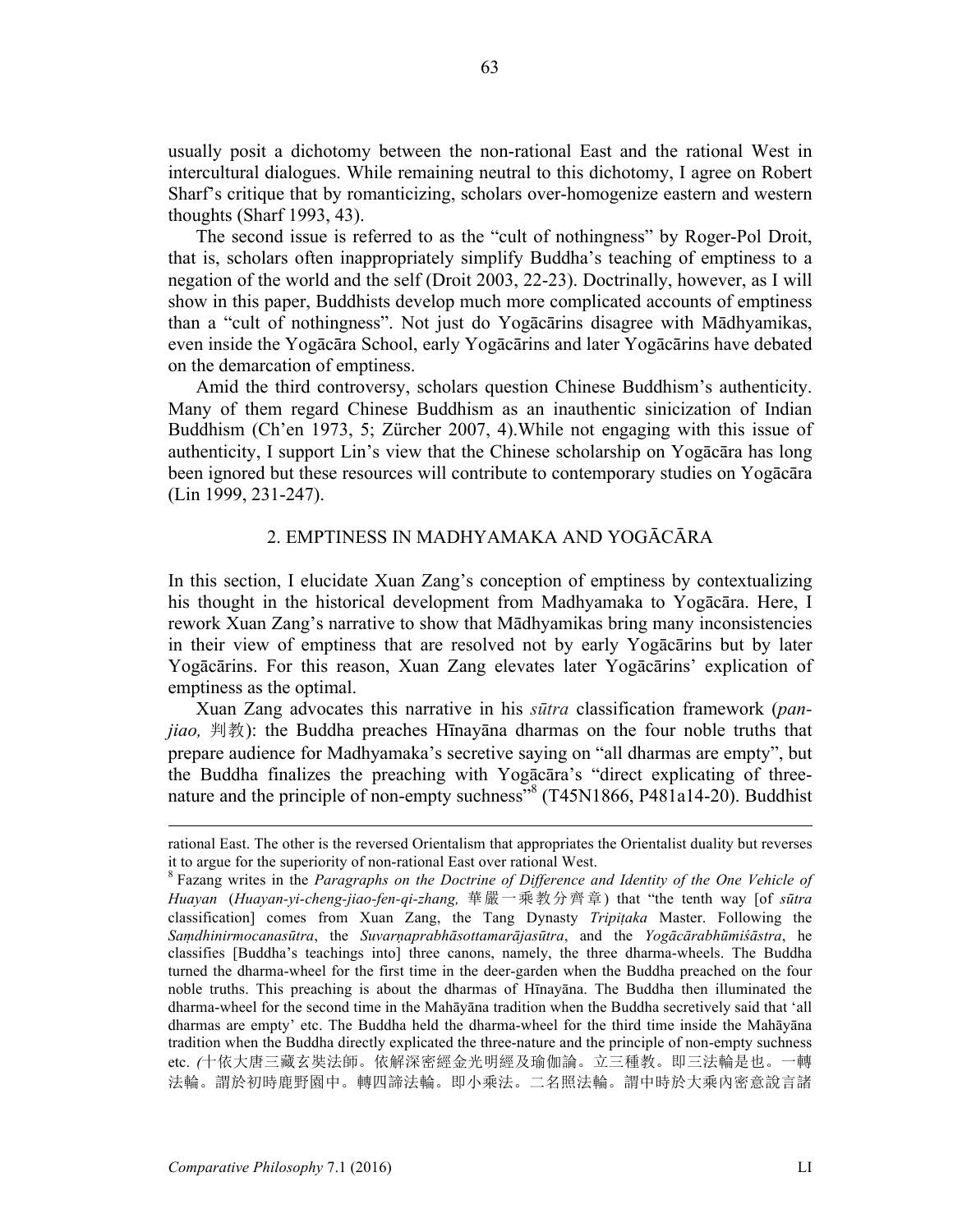usually posit a dichotomy between the non-rational East and the rational West in intercultural dialogues. While remaining neutral to this dichotomy, I agree on Robert Sharf's critique that by romanticizing, scholars over-homogenize eastern and western thoughts (Sharf 1993, 43).

The second issue is referred to as the "cult of nothingness" by Roger-Pol Droit, that is, scholars often inappropriately simplify Buddha's teaching of emptiness to a negation of the world and the self (Droit 2003, 22-23). Doctrinally, however, as I will show in this paper, Buddhists develop much more complicated accounts of emptiness than a "cult of nothingness". Not just do Yogācārins disagree with Mādhyamikas, even inside the Yogācāra School, early Yogācārins and later Yogācārins have debated on the demarcation of emptiness.

Amid the third controversy, scholars question Chinese Buddhism's authenticity. Many of them regard Chinese Buddhism as an inauthentic sinicization of Indian Buddhism (Ch'en 1973, 5; Zürcher 2007, 4).While not engaging with this issue of authenticity, I support Lin's view that the Chinese scholarship on Yogācāra has long been ignored but these resources will contribute to contemporary studies on Yogācāra (Lin 1999, 231-247).

## 2. EMPTINESS IN MADHYAMAKA AND YOGĀCĀRA

In this section, I elucidate Xuan Zang's conception of emptiness by contextualizing his thought in the historical development from Madhyamaka to Yogācāra. Here, I rework Xuan Zang's narrative to show that Mādhyamikas bring many inconsistencies in their view of emptiness that are resolved not by early Yogācārins but by later Yogācārins. For this reason, Xuan Zang elevates later Yogācārins' explication of emptiness as the optimal.

Xuan Zang advocates this narrative in his *sūtra* classification framework (*pan-jiao,* 判教): the Buddha preaches Hīnayāna dharmas on the four noble truths that prepare audience for Madhyamaka's secretive saying on "all dharmas are empty", but the Buddha finalizes the preaching with Yogācāra's "direct explicating of three-nature and the principle of non-empty suchness"[8] (T45N1866, P481a14-20). Buddhist

---

rational East. The other is the reversed Orientalism that appropriates the Orientalist duality but reverses it to argue for the superiority of non-rational East over rational West.

[8] Fazang writes in the *Paragraphs on the Doctrine of Difference and Identity of the One Vehicle of Huayan* (*Huayan-yi-cheng-jiao-fen-qi-zhang,* 華嚴一乘教分齊章) that "the tenth way [of *sūtra* classification] comes from Xuan Zang, the Tang Dynasty *Tripiṭaka* Master. Following the *Saṃdhinirmocanasūtra*, the *Suvarṇaprabhāsottamarājasūtra*, and the *Yogācārabhūmiśāstra*, he classifies [Buddha's teachings into] three canons, namely, the three dharma-wheels. The Buddha turned the dharma-wheel for the first time in the deer-garden when the Buddha preached on the four noble truths. This preaching is about the dharmas of Hīnayāna. The Buddha then illuminated the dharma-wheel for the second time in the Mahāyāna tradition when the Buddha secretively said that 'all dharmas are empty' etc. The Buddha held the dharma-wheel for the third time inside the Mahāyāna tradition when the Buddha directly explicated the three-nature and the principle of non-empty suchness etc. *(*十依大唐三藏玄奘法師。依解深密經金光明經及瑜伽論。立三種教。即三法輪是也。一轉法輪。謂於初時鹿野園中。轉四諦法輪。即小乘法。二名照法輪。謂中時於大乘內密意說言諸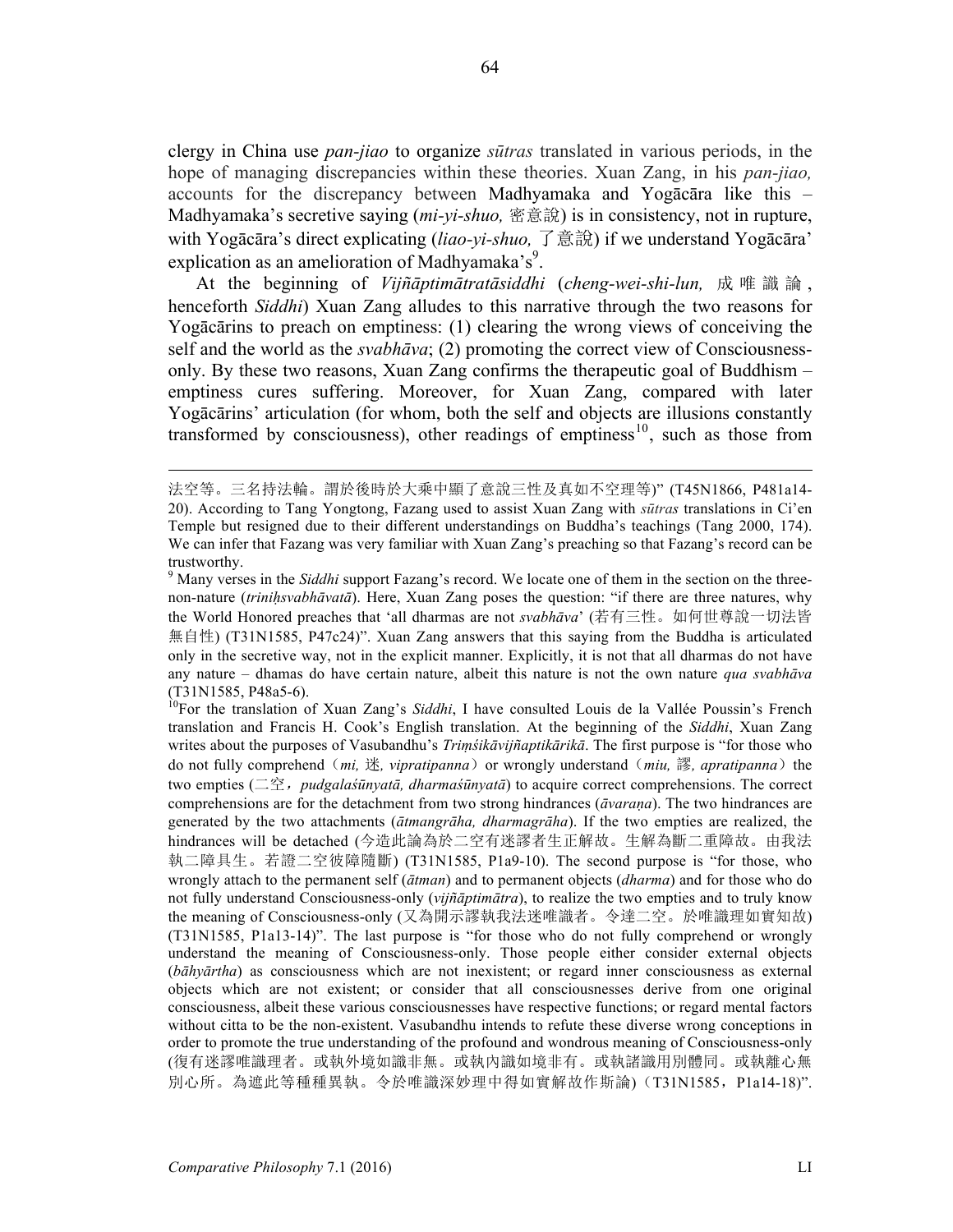clergy in China use *pan-jiao* to organize *sūtras* translated in various periods, in the hope of managing discrepancies within these theories. Xuan Zang, in his *pan-jiao,* accounts for the discrepancy between Madhyamaka and Yogācāra like this – Madhyamaka's secretive saying (*mi-yi-shuo,* 密意說) is in consistency, not in rupture, with Yogācāra's direct explicating (*liao-yi-shuo,* 了意說) if we understand Yogācāra' explication as an amelioration of Madhyamaka's[9].

At the beginning of *Vijñāptimātratāsiddhi* (*cheng-wei-shi-lun,* 成唯識論, henceforth *Siddhi*) Xuan Zang alludes to this narrative through the two reasons for Yogācārins to preach on emptiness: (1) clearing the wrong views of conceiving the self and the world as the *svabhāva*; (2) promoting the correct view of Consciousness-only. By these two reasons, Xuan Zang confirms the therapeutic goal of Buddhism – emptiness cures suffering. Moreover, for Xuan Zang, compared with later Yogācārins' articulation (for whom, both the self and objects are illusions constantly transformed by consciousness), other readings of emptiness[10], such as those from

---

法空等。三名持法輪。謂於後時於大乘中顯了意說三性及真如不空理等)" (T45N1866, P481a14-20). According to Tang Yongtong, Fazang used to assist Xuan Zang with *sūtras* translations in Ci'en Temple but resigned due to their different understandings on Buddha's teachings (Tang 2000, 174). We can infer that Fazang was very familiar with Xuan Zang's preaching so that Fazang's record can be trustworthy.

[9] Many verses in the *Siddhi* support Fazang's record. We locate one of them in the section on the three-non-nature (*triniḥsvabhāvatā*). Here, Xuan Zang poses the question: "if there are three natures, why the World Honored preaches that 'all dharmas are not *svabhāva*' (若有三性。如何世尊說一切法皆無自性) (T31N1585, P47c24)". Xuan Zang answers that this saying from the Buddha is articulated only in the secretive way, not in the explicit manner. Explicitly, it is not that all dharmas do not have any nature – dhamas do have certain nature, albeit this nature is not the own nature *qua svabhāva* (T31N1585, P48a5-6).

[10] For the translation of Xuan Zang's *Siddhi*, I have consulted Louis de la Vallée Poussin's French translation and Francis H. Cook's English translation. At the beginning of the *Siddhi*, Xuan Zang writes about the purposes of Vasubandhu's *Triṃśikāvijñaptikārikā*. The first purpose is "for those who do not fully comprehend（*mi,* 迷*, vipratipanna*）or wrongly understand（*miu,* 謬*, apratipanna*）the two empties (二空，*pudgalaśūnyatā, dharmaśūnyatā*) to acquire correct comprehensions. The correct comprehensions are for the detachment from two strong hindrances (*āvaraṇa*). The two hindrances are generated by the two attachments (*ātmangrāha, dharmagrāha*). If the two empties are realized, the hindrances will be detached (今造此論為於二空有迷謬者生正解故。生解為斷二重障故。由我法執二障具生。若證二空彼障隨斷) (T31N1585, P1a9-10). The second purpose is "for those, who wrongly attach to the permanent self (*ātman*) and to permanent objects (*dharma*) and for those who do not fully understand Consciousness-only (*vijñāptimātra*), to realize the two empties and to truly know the meaning of Consciousness-only (又為開示謬執我法迷唯識者。令達二空。於唯識理如實知故) (T31N1585, P1a13-14)". The last purpose is "for those who do not fully comprehend or wrongly understand the meaning of Consciousness-only. Those people either consider external objects (*bāhyārtha*) as consciousness which are not inexistent; or regard inner consciousness as external objects which are not existent; or consider that all consciousnesses derive from one original consciousness, albeit these various consciousnesses have respective functions; or regard mental factors without citta to be the non-existent. Vasubandhu intends to refute these diverse wrong conceptions in order to promote the true understanding of the profound and wondrous meaning of Consciousness-only (復有迷謬唯識理者。或執外境如識非無。或執內識如境非有。或執諸識用別體同。或執離心無別心所。為遮此等種種異執。令於唯識深妙理中得如實解故作斯論)（T31N1585，P1a14-18)".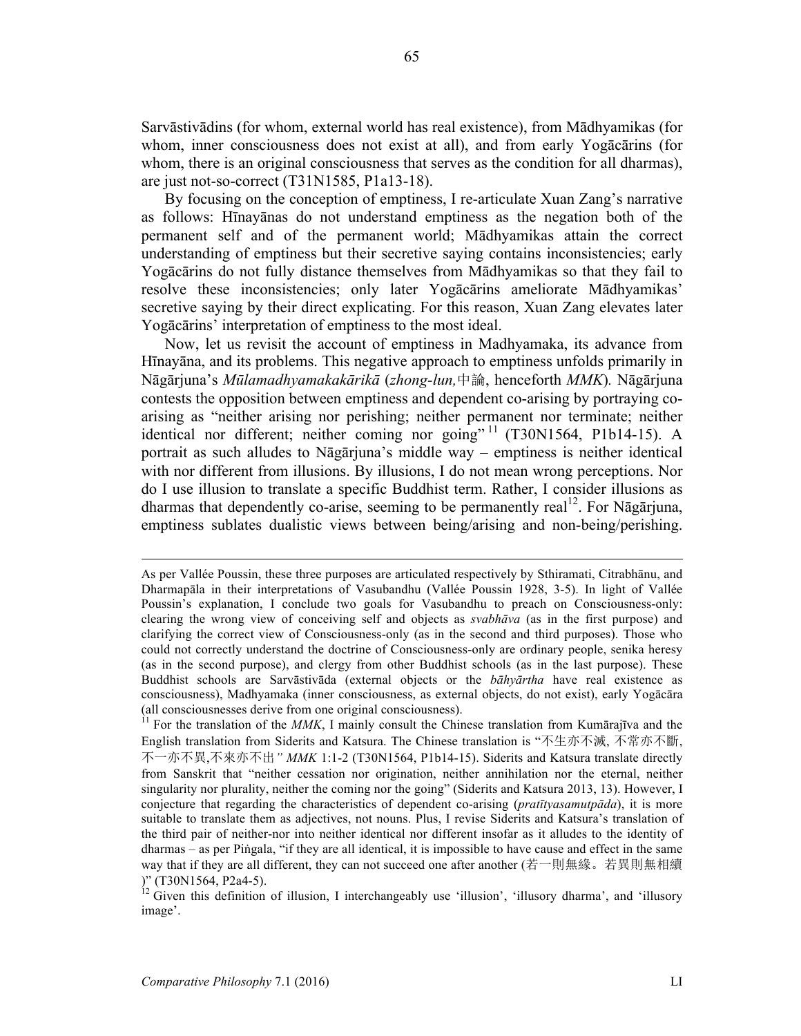Sarvāstivādins (for whom, external world has real existence), from Mādhyamikas (for whom, inner consciousness does not exist at all), and from early Yogācārins (for whom, there is an original consciousness that serves as the condition for all dharmas), are just not-so-correct (T31N1585, P1a13-18).

By focusing on the conception of emptiness, I re-articulate Xuan Zang's narrative as follows: Hīnayānas do not understand emptiness as the negation both of the permanent self and of the permanent world; Mādhyamikas attain the correct understanding of emptiness but their secretive saying contains inconsistencies; early Yogācārins do not fully distance themselves from Mādhyamikas so that they fail to resolve these inconsistencies; only later Yogācārins ameliorate Mādhyamikas' secretive saying by their direct explicating. For this reason, Xuan Zang elevates later Yogācārins' interpretation of emptiness to the most ideal.

Now, let us revisit the account of emptiness in Madhyamaka, its advance from Hīnayāna, and its problems. This negative approach to emptiness unfolds primarily in Nāgārjuna's *Mūlamadhyamakakārikā* (*zhong-lun,*中論, henceforth *MMK*)*.* Nāgārjuna contests the opposition between emptiness and dependent co-arising by portraying co-arising as "neither arising nor perishing; neither permanent nor terminate; neither identical nor different; neither coming nor going"[11] (T30N1564, P1b14-15). A portrait as such alludes to Nāgārjuna's middle way – emptiness is neither identical with nor different from illusions. By illusions, I do not mean wrong perceptions. Nor do I use illusion to translate a specific Buddhist term. Rather, I consider illusions as dharmas that dependently co-arise, seeming to be permanently real[12]. For Nāgārjuna, emptiness sublates dualistic views between being/arising and non-being/perishing.

---

As per Vallée Poussin, these three purposes are articulated respectively by Sthiramati, Citrabhānu, and Dharmapāla in their interpretations of Vasubandhu (Vallée Poussin 1928, 3-5). In light of Vallée Poussin's explanation, I conclude two goals for Vasubandhu to preach on Consciousness-only: clearing the wrong view of conceiving self and objects as *svabhāva* (as in the first purpose) and clarifying the correct view of Consciousness-only (as in the second and third purposes). Those who could not correctly understand the doctrine of Consciousness-only are ordinary people, senika heresy (as in the second purpose), and clergy from other Buddhist schools (as in the last purpose). These Buddhist schools are Sarvāstivāda (external objects or the *bāhyārtha* have real existence as consciousness), Madhyamaka (inner consciousness, as external objects, do not exist), early Yogācāra (all consciousnesses derive from one original consciousness).

[11] For the translation of the *MMK*, I mainly consult the Chinese translation from Kumārajīva and the English translation from Siderits and Katsura. The Chinese translation is "不生亦不滅, 不常亦不斷, 不一亦不異,不來亦不出*" MMK* 1:1-2 (T30N1564, P1b14-15). Siderits and Katsura translate directly from Sanskrit that "neither cessation nor origination, neither annihilation nor the eternal, neither singularity nor plurality, neither the coming nor the going" (Siderits and Katsura 2013, 13). However, I conjecture that regarding the characteristics of dependent co-arising (*pratītyasamutpāda*), it is more suitable to translate them as adjectives, not nouns. Plus, I revise Siderits and Katsura's translation of the third pair of neither-nor into neither identical nor different insofar as it alludes to the identity of dharmas – as per Piṅgala, "if they are all identical, it is impossible to have cause and effect in the same way that if they are all different, they can not succeed one after another (若一則無緣。若異則無相續)" (T30N1564, P2a4-5).

[12] Given this definition of illusion, I interchangeably use 'illusion', 'illusory dharma', and 'illusory image'.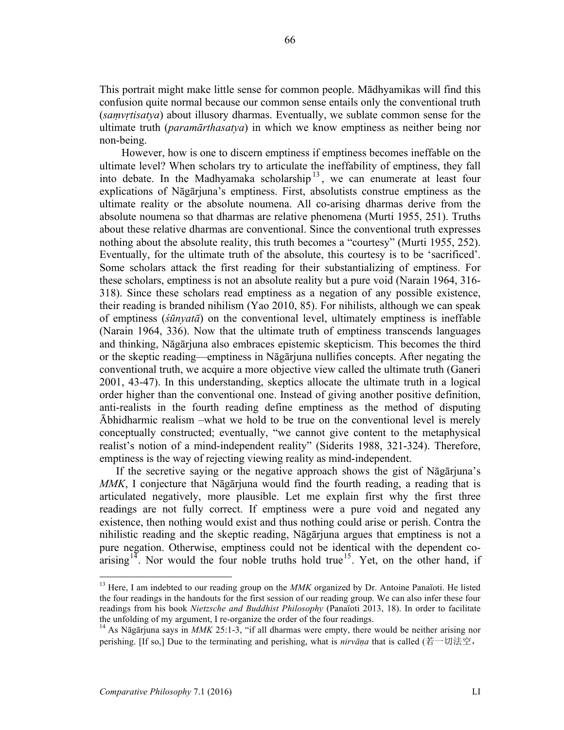This portrait might make little sense for common people. Mādhyamikas will find this confusion quite normal because our common sense entails only the conventional truth (*saṃvṛtisatya*) about illusory dharmas. Eventually, we sublate common sense for the ultimate truth (*paramārthasatya*) in which we know emptiness as neither being nor non-being.

However, how is one to discern emptiness if emptiness becomes ineffable on the ultimate level? When scholars try to articulate the ineffability of emptiness, they fall into debate. In the Madhyamaka scholarship[13], we can enumerate at least four explications of Nāgārjuna's emptiness. First, absolutists construe emptiness as the ultimate reality or the absolute noumena. All co-arising dharmas derive from the absolute noumena so that dharmas are relative phenomena (Murti 1955, 251). Truths about these relative dharmas are conventional. Since the conventional truth expresses nothing about the absolute reality, this truth becomes a "courtesy" (Murti 1955, 252). Eventually, for the ultimate truth of the absolute, this courtesy is to be 'sacrificed'. Some scholars attack the first reading for their substantializing of emptiness. For these scholars, emptiness is not an absolute reality but a pure void (Narain 1964, 316-318). Since these scholars read emptiness as a negation of any possible existence, their reading is branded nihilism (Yao 2010, 85). For nihilists, although we can speak of emptiness (*śūnyatā*) on the conventional level, ultimately emptiness is ineffable (Narain 1964, 336). Now that the ultimate truth of emptiness transcends languages and thinking, Nāgārjuna also embraces epistemic skepticism. This becomes the third or the skeptic reading—emptiness in Nāgārjuna nullifies concepts. After negating the conventional truth, we acquire a more objective view called the ultimate truth (Ganeri 2001, 43-47). In this understanding, skeptics allocate the ultimate truth in a logical order higher than the conventional one. Instead of giving another positive definition, anti-realists in the fourth reading define emptiness as the method of disputing Ābhidharmic realism –what we hold to be true on the conventional level is merely conceptually constructed; eventually, "we cannot give content to the metaphysical realist's notion of a mind-independent reality" (Siderits 1988, 321-324). Therefore, emptiness is the way of rejecting viewing reality as mind-independent.

If the secretive saying or the negative approach shows the gist of Nāgārjuna's *MMK*, I conjecture that Nāgārjuna would find the fourth reading, a reading that is articulated negatively, more plausible. Let me explain first why the first three readings are not fully correct. If emptiness were a pure void and negated any existence, then nothing would exist and thus nothing could arise or perish. Contra the nihilistic reading and the skeptic reading, Nāgārjuna argues that emptiness is not a pure negation. Otherwise, emptiness could not be identical with the dependent co-arising[14]. Nor would the four noble truths hold true[15]. Yet, on the other hand, if

---

[13] Here, I am indebted to our reading group on the *MMK* organized by Dr. Antoine Panaïoti. He listed the four readings in the handouts for the first session of our reading group. We can also infer these four readings from his book *Nietzsche and Buddhist Philosophy* (Panaïoti 2013, 18). In order to facilitate the unfolding of my argument, I re-organize the order of the four readings.

[14] As Nāgārjuna says in *MMK* 25:1-3, "if all dharmas were empty, there would be neither arising nor perishing. [If so,] Due to the terminating and perishing, what is *nirvāṇa* that is called (若一切法空，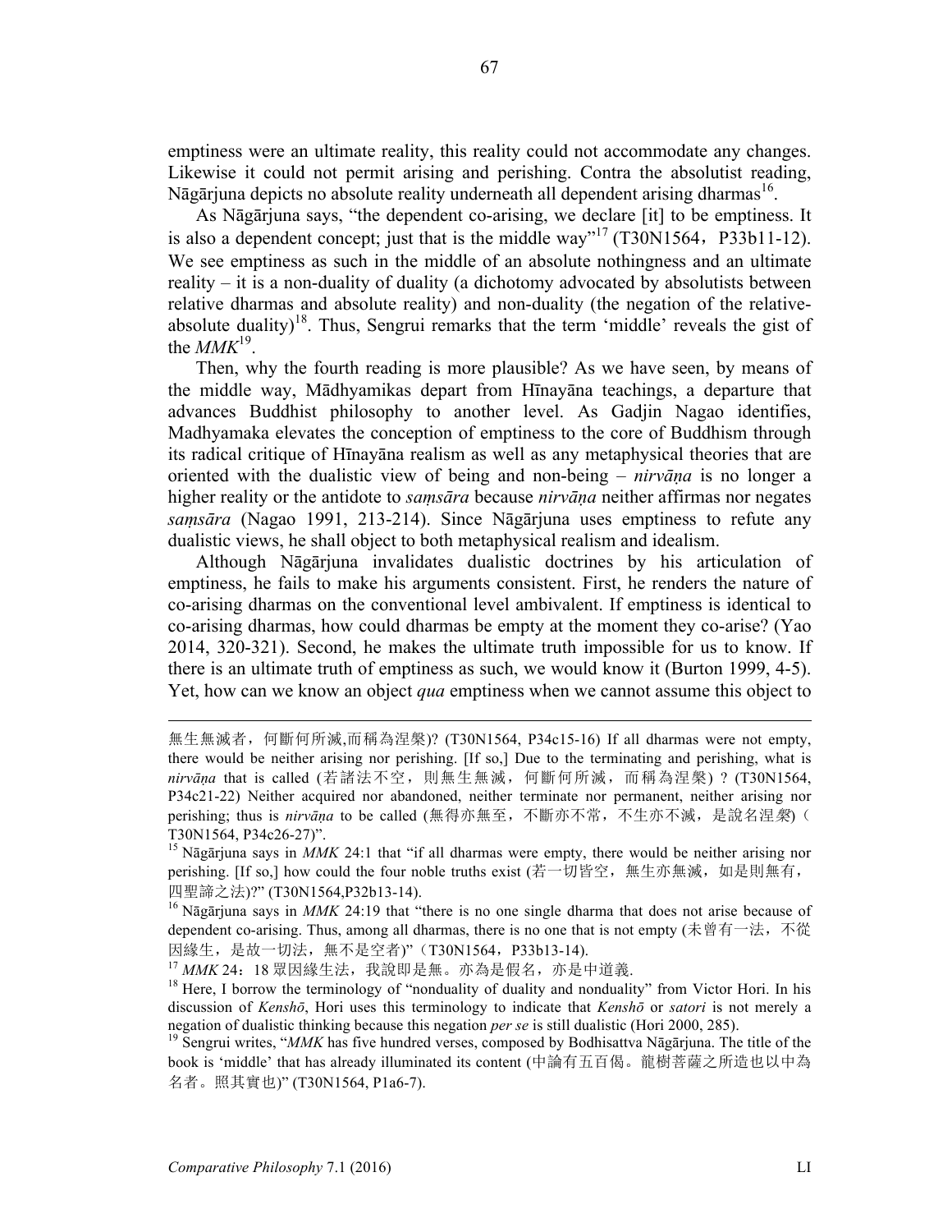emptiness were an ultimate reality, this reality could not accommodate any changes. Likewise it could not permit arising and perishing. Contra the absolutist reading, Nāgārjuna depicts no absolute reality underneath all dependent arising dharmas[16].

As Nāgārjuna says, "the dependent co-arising, we declare [it] to be emptiness. It is also a dependent concept; just that is the middle way"[17] (T30N1564，P33b11-12). We see emptiness as such in the middle of an absolute nothingness and an ultimate reality – it is a non-duality of duality (a dichotomy advocated by absolutists between relative dharmas and absolute reality) and non-duality (the negation of the relative-absolute duality)[18]. Thus, Sengrui remarks that the term 'middle' reveals the gist of the *MMK*[19].

Then, why the fourth reading is more plausible? As we have seen, by means of the middle way, Mādhyamikas depart from Hīnayāna teachings, a departure that advances Buddhist philosophy to another level. As Gadjin Nagao identifies, Madhyamaka elevates the conception of emptiness to the core of Buddhism through its radical critique of Hīnayāna realism as well as any metaphysical theories that are oriented with the dualistic view of being and non-being – *nirvāṇa* is no longer a higher reality or the antidote to *saṃsāra* because *nirvāṇa* neither affirmas nor negates *saṃsāra* (Nagao 1991, 213-214). Since Nāgārjuna uses emptiness to refute any dualistic views, he shall object to both metaphysical realism and idealism.

Although Nāgārjuna invalidates dualistic doctrines by his articulation of emptiness, he fails to make his arguments consistent. First, he renders the nature of co-arising dharmas on the conventional level ambivalent. If emptiness is identical to co-arising dharmas, how could dharmas be empty at the moment they co-arise? (Yao 2014, 320-321). Second, he makes the ultimate truth impossible for us to know. If there is an ultimate truth of emptiness as such, we would know it (Burton 1999, 4-5). Yet, how can we know an object *qua* emptiness when we cannot assume this object to

---

無生無滅者，何斷何所滅,而稱為涅槃)? (T30N1564, P34c15-16) If all dharmas were not empty, there would be neither arising nor perishing. [If so,] Due to the terminating and perishing, what is *nirvāṇa* that is called (若諸法不空，則無生無滅，何斷何所滅，而稱為涅槃) ? (T30N1564, P34c21-22) Neither acquired nor abandoned, neither terminate nor permanent, neither arising nor perishing; thus is *nirvāṇa* to be called (無得亦無至，不斷亦不常，不生亦不滅，是說名涅槃)（T30N1564, P34c26-27)".

[15] Nāgārjuna says in *MMK* 24:1 that "if all dharmas were empty, there would be neither arising nor perishing. [If so,] how could the four noble truths exist (若一切皆空，無生亦無滅，如是則無有，四聖諦之法)?" (T30N1564,P32b13-14).

[16] Nāgārjuna says in *MMK* 24:19 that "there is no one single dharma that does not arise because of dependent co-arising. Thus, among all dharmas, there is no one that is not empty (未曾有一法，不從因緣生，是故一切法，無不是空者)"（T30N1564，P33b13-14).

[17] *MMK* 24：18 眾因緣生法，我說即是無。亦為是假名，亦是中道義.

[18] Here, I borrow the terminology of "nonduality of duality and nonduality" from Victor Hori. In his discussion of *Kenshō*, Hori uses this terminology to indicate that *Kenshō* or *satori* is not merely a negation of dualistic thinking because this negation *per se* is still dualistic (Hori 2000, 285).

[19] Sengrui writes, "*MMK* has five hundred verses, composed by Bodhisattva Nāgārjuna. The title of the book is 'middle' that has already illuminated its content (中論有五百偈。龍樹菩薩之所造也以中為名者。照其實也)" (T30N1564, P1a6-7).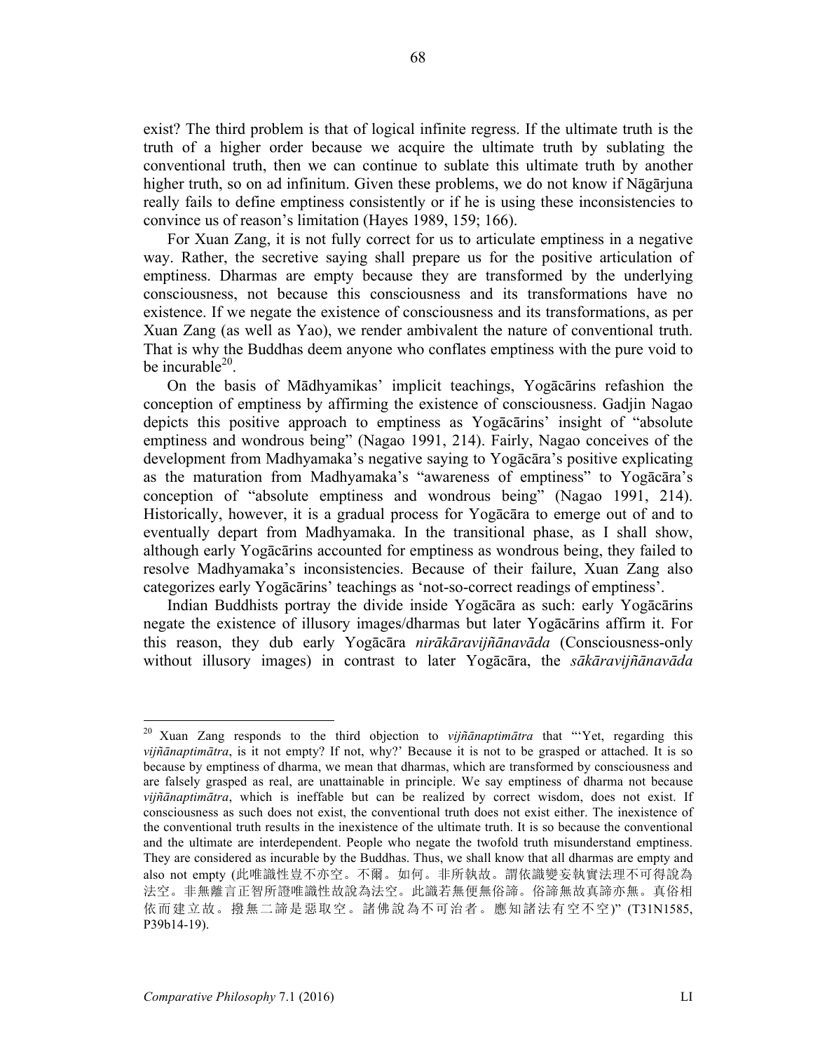exist? The third problem is that of logical infinite regress. If the ultimate truth is the truth of a higher order because we acquire the ultimate truth by sublating the conventional truth, then we can continue to sublate this ultimate truth by another higher truth, so on ad infinitum. Given these problems, we do not know if Nāgārjuna really fails to define emptiness consistently or if he is using these inconsistencies to convince us of reason's limitation (Hayes 1989, 159; 166).

For Xuan Zang, it is not fully correct for us to articulate emptiness in a negative way. Rather, the secretive saying shall prepare us for the positive articulation of emptiness. Dharmas are empty because they are transformed by the underlying consciousness, not because this consciousness and its transformations have no existence. If we negate the existence of consciousness and its transformations, as per Xuan Zang (as well as Yao), we render ambivalent the nature of conventional truth. That is why the Buddhas deem anyone who conflates emptiness with the pure void to be incurable[20].

On the basis of Mādhyamikas' implicit teachings, Yogācārins refashion the conception of emptiness by affirming the existence of consciousness. Gadjin Nagao depicts this positive approach to emptiness as Yogācārins' insight of "absolute emptiness and wondrous being" (Nagao 1991, 214). Fairly, Nagao conceives of the development from Madhyamaka's negative saying to Yogācāra's positive explicating as the maturation from Madhyamaka's "awareness of emptiness" to Yogācāra's conception of "absolute emptiness and wondrous being" (Nagao 1991, 214). Historically, however, it is a gradual process for Yogācāra to emerge out of and to eventually depart from Madhyamaka. In the transitional phase, as I shall show, although early Yogācārins accounted for emptiness as wondrous being, they failed to resolve Madhyamaka's inconsistencies. Because of their failure, Xuan Zang also categorizes early Yogācārins' teachings as 'not-so-correct readings of emptiness'.

Indian Buddhists portray the divide inside Yogācāra as such: early Yogācārins negate the existence of illusory images/dharmas but later Yogācārins affirm it. For this reason, they dub early Yogācāra *nirākāravijñānavāda* (Consciousness-only without illusory images) in contrast to later Yogācāra, the *sākāravijñānavāda*

---

[20] Xuan Zang responds to the third objection to *vijñānaptimātra* that "'Yet, regarding this *vijñānaptimātra*, is it not empty? If not, why?' Because it is not to be grasped or attached. It is so because by emptiness of dharma, we mean that dharmas, which are transformed by consciousness and are falsely grasped as real, are unattainable in principle. We say emptiness of dharma not because *vijñānaptimātra*, which is ineffable but can be realized by correct wisdom, does not exist. If consciousness as such does not exist, the conventional truth does not exist either. The inexistence of the conventional truth results in the inexistence of the ultimate truth. It is so because the conventional and the ultimate are interdependent. People who negate the twofold truth misunderstand emptiness. They are considered as incurable by the Buddhas. Thus, we shall know that all dharmas are empty and also not empty (此唯識性豈不亦空。不爾。如何。非所執故。謂依識變妄執實法理不可得說為法空。非無離言正智所證唯識性故說為法空。此識若無便無俗諦。俗諦無故真諦亦無。真俗相依而建立故。撥無二諦是惡取空。諸佛說為不可治者。應知諸法有空不空)" (T31N1585, P39b14-19).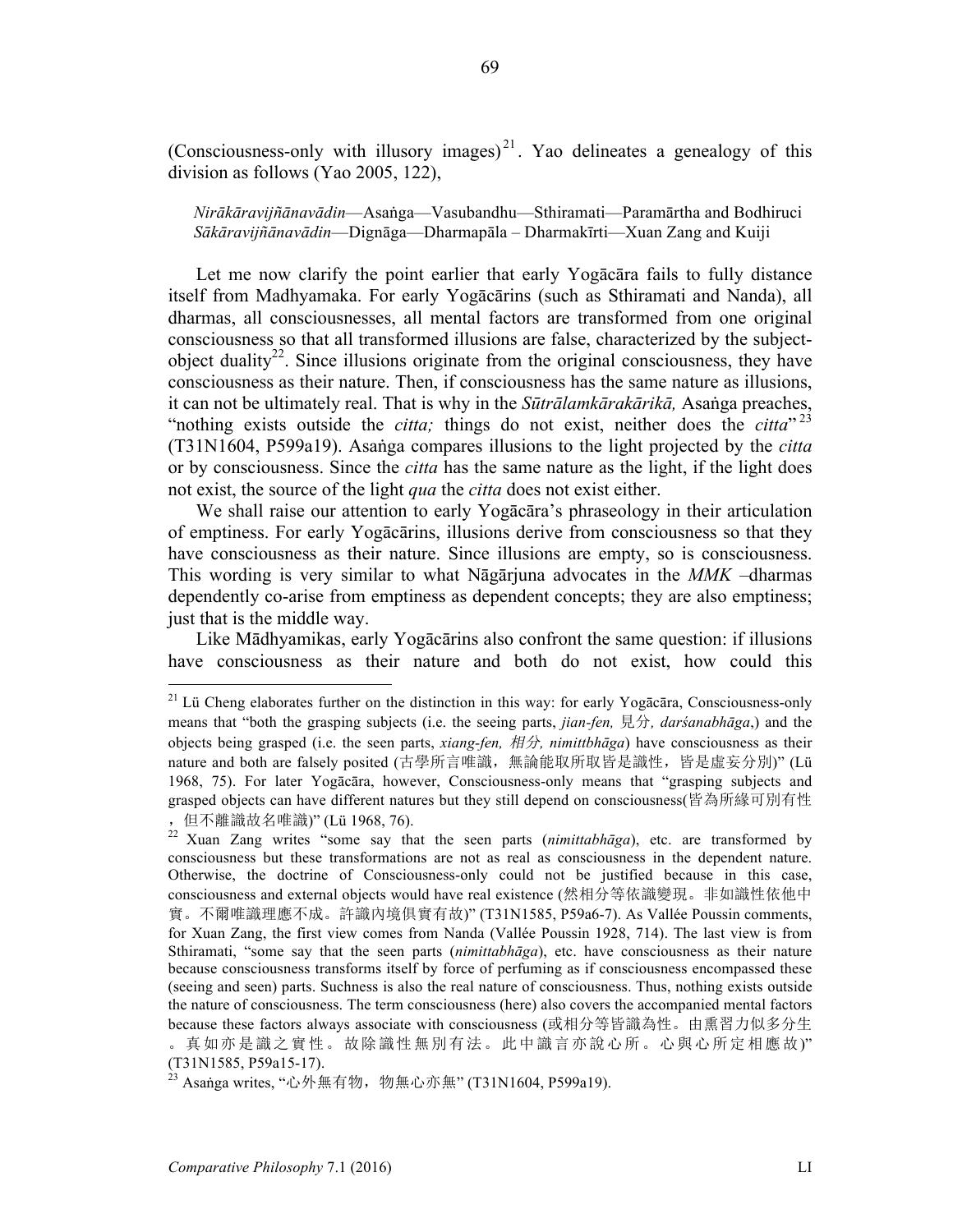(Consciousness-only with illusory images)[21]. Yao delineates a genealogy of this division as follows (Yao 2005, 122),

> *Nirākāravijñānavādin*—Asaṅga—Vasubandhu—Sthiramati—Paramārtha and Bodhiruci
> *Sākāravijñānavādin*—Dignāga—Dharmapāla – Dharmakīrti—Xuan Zang and Kuiji

Let me now clarify the point earlier that early Yogācāra fails to fully distance itself from Madhyamaka. For early Yogācārins (such as Sthiramati and Nanda), all dharmas, all consciousnesses, all mental factors are transformed from one original consciousness so that all transformed illusions are false, characterized by the subject-object duality[22]. Since illusions originate from the original consciousness, they have consciousness as their nature. Then, if consciousness has the same nature as illusions, it can not be ultimately real. That is why in the *Sūtrālamkārakārikā,* Asaṅga preaches, "nothing exists outside the *citta;* things do not exist, neither does the *citta*"[23] (T31N1604, P599a19). Asaṅga compares illusions to the light projected by the *citta* or by consciousness. Since the *citta* has the same nature as the light, if the light does not exist, the source of the light *qua* the *citta* does not exist either.

We shall raise our attention to early Yogācāra's phraseology in their articulation of emptiness. For early Yogācārins, illusions derive from consciousness so that they have consciousness as their nature. Since illusions are empty, so is consciousness. This wording is very similar to what Nāgārjuna advocates in the *MMK* –dharmas dependently co-arise from emptiness as dependent concepts; they are also emptiness; just that is the middle way.

Like Mādhyamikas, early Yogācārins also confront the same question: if illusions have consciousness as their nature and both do not exist, how could this

---

[21] Lü Cheng elaborates further on the distinction in this way: for early Yogācāra, Consciousness-only means that "both the grasping subjects (i.e. the seeing parts, *jian-fen,* 見分*, darśanabhāga*,) and the objects being grasped (i.e. the seen parts, *xiang-fen,* 相分*, nimittbhāga*) have consciousness as their nature and both are falsely posited (古學所言唯識，無論能取所取皆是識性，皆是虛妄分別)" (Lü 1968, 75). For later Yogācāra, however, Consciousness-only means that "grasping subjects and grasped objects can have different natures but they still depend on consciousness(皆為所緣可別有性，但不離識故名唯識)" (Lü 1968, 76).

[22] Xuan Zang writes "some say that the seen parts (*nimittabhāga*), etc. are transformed by consciousness but these transformations are not as real as consciousness in the dependent nature. Otherwise, the doctrine of Consciousness-only could not be justified because in this case, consciousness and external objects would have real existence (然相分等依識變現。非如識性依他中實。不爾唯識理應不成。許識內境俱實有故)" (T31N1585, P59a6-7). As Vallée Poussin comments, for Xuan Zang, the first view comes from Nanda (Vallée Poussin 1928, 714). The last view is from Sthiramati, "some say that the seen parts (*nimittabhāga*), etc. have consciousness as their nature because consciousness transforms itself by force of perfuming as if consciousness encompassed these (seeing and seen) parts. Suchness is also the real nature of consciousness. Thus, nothing exists outside the nature of consciousness. The term consciousness (here) also covers the accompanied mental factors because these factors always associate with consciousness (或相分等皆識為性。由熏習力似多分生。真如亦是識之實性。故除識性無別有法。此中識言亦說心所。心與心所定相應故)" (T31N1585, P59a15-17).

[23] Asaṅga writes, "心外無有物，物無心亦無" (T31N1604, P599a19).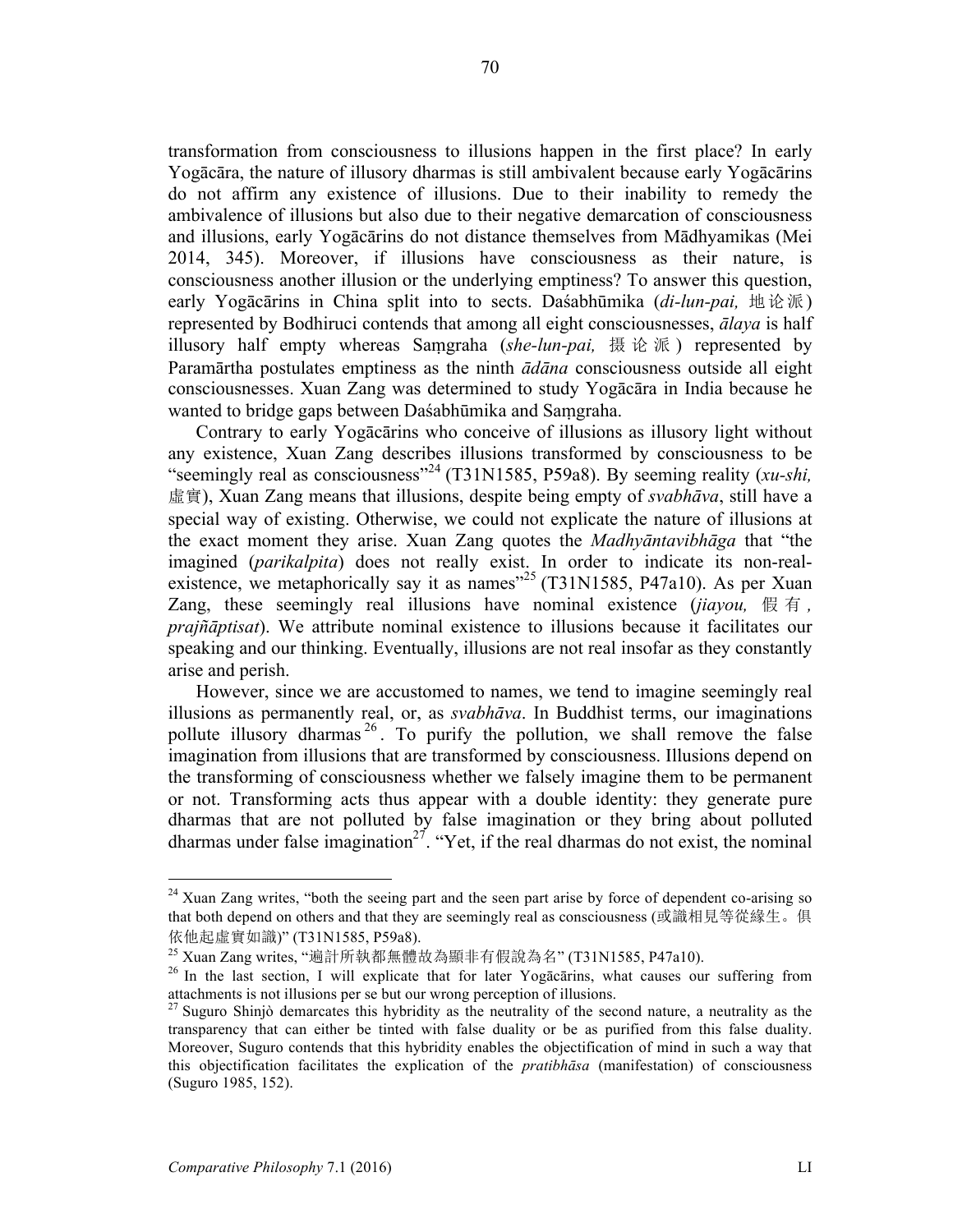transformation from consciousness to illusions happen in the first place? In early Yogācāra, the nature of illusory dharmas is still ambivalent because early Yogācārins do not affirm any existence of illusions. Due to their inability to remedy the ambivalence of illusions but also due to their negative demarcation of consciousness and illusions, early Yogācārins do not distance themselves from Mādhyamikas (Mei 2014, 345). Moreover, if illusions have consciousness as their nature, is consciousness another illusion or the underlying emptiness? To answer this question, early Yogācārins in China split into to sects. Daśabhūmika (*di-lun-pai,* 地论派) represented by Bodhiruci contends that among all eight consciousnesses, *ālaya* is half illusory half empty whereas Saṃgraha (*she-lun-pai,* 摄论派) represented by Paramārtha postulates emptiness as the ninth *ādāna* consciousness outside all eight consciousnesses. Xuan Zang was determined to study Yogācāra in India because he wanted to bridge gaps between Daśabhūmika and Saṃgraha.

Contrary to early Yogācārins who conceive of illusions as illusory light without any existence, Xuan Zang describes illusions transformed by consciousness to be "seemingly real as consciousness"[24] (T31N1585, P59a8). By seeming reality (*xu-shi,* 虛實), Xuan Zang means that illusions, despite being empty of *svabhāva*, still have a special way of existing. Otherwise, we could not explicate the nature of illusions at the exact moment they arise. Xuan Zang quotes the *Madhyāntavibhāga* that "the imagined (*parikalpita*) does not really exist. In order to indicate its non-real-existence, we metaphorically say it as names"[25] (T31N1585, P47a10). As per Xuan Zang, these seemingly real illusions have nominal existence (*jiayou,* 假有*, prajñāptisat*). We attribute nominal existence to illusions because it facilitates our speaking and our thinking. Eventually, illusions are not real insofar as they constantly arise and perish.

However, since we are accustomed to names, we tend to imagine seemingly real illusions as permanently real, or, as *svabhāva*. In Buddhist terms, our imaginations pollute illusory dharmas[26]. To purify the pollution, we shall remove the false imagination from illusions that are transformed by consciousness. Illusions depend on the transforming of consciousness whether we falsely imagine them to be permanent or not. Transforming acts thus appear with a double identity: they generate pure dharmas that are not polluted by false imagination or they bring about polluted dharmas under false imagination[27]. "Yet, if the real dharmas do not exist, the nominal

---

[24] Xuan Zang writes, "both the seeing part and the seen part arise by force of dependent co-arising so that both depend on others and that they are seemingly real as consciousness (或識相見等從緣生。俱依他起虛實如識)" (T31N1585, P59a8).

[25] Xuan Zang writes, "遍計所執都無體故為顯非有假說為名" (T31N1585, P47a10).

[26] In the last section, I will explicate that for later Yogācārins, what causes our suffering from attachments is not illusions per se but our wrong perception of illusions.

[27] Suguro Shinjò demarcates this hybridity as the neutrality of the second nature, a neutrality as the transparency that can either be tinted with false duality or be as purified from this false duality. Moreover, Suguro contends that this hybridity enables the objectification of mind in such a way that this objectification facilitates the explication of the *pratibhāsa* (manifestation) of consciousness (Suguro 1985, 152).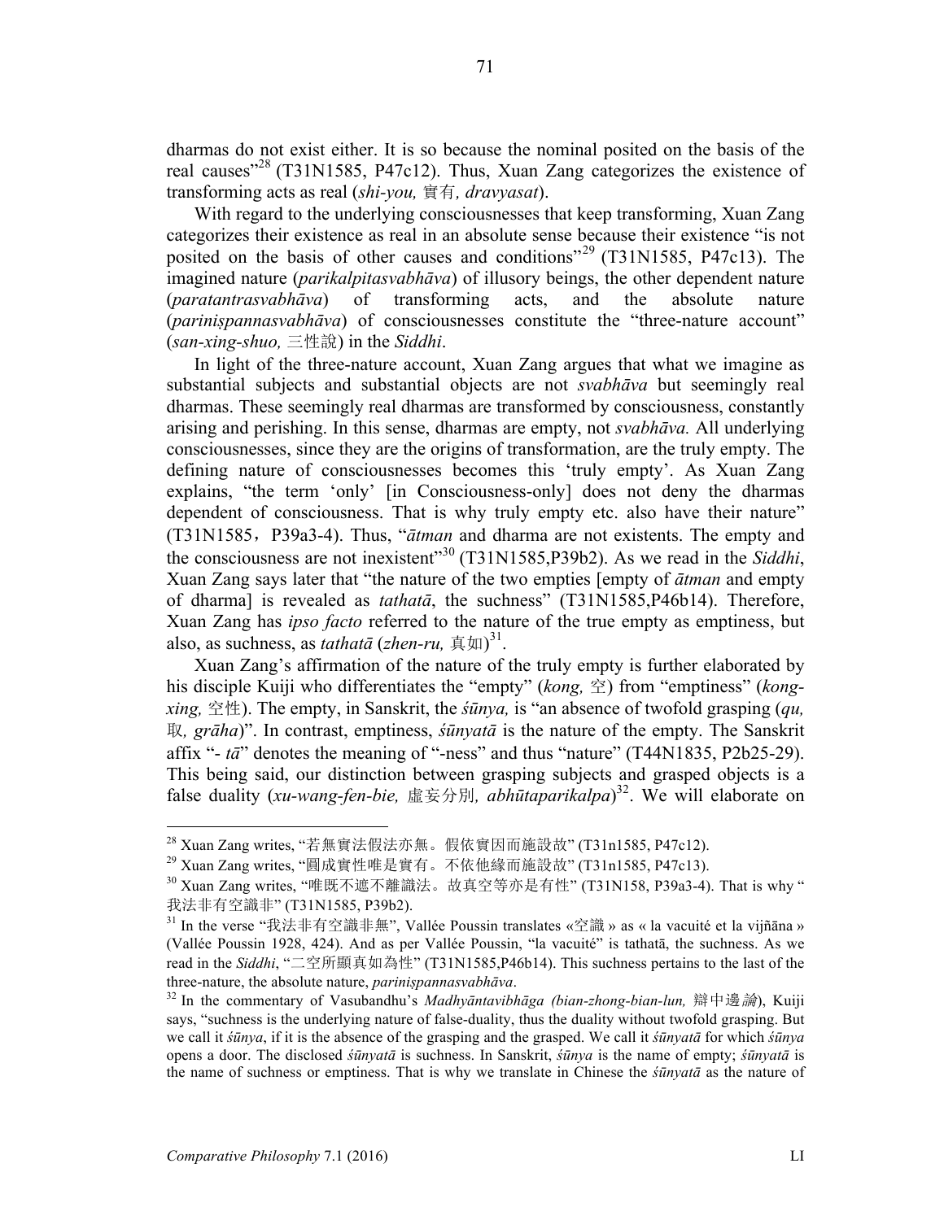dharmas do not exist either. It is so because the nominal posited on the basis of the real causes"[28] (T31N1585, P47c12). Thus, Xuan Zang categorizes the existence of transforming acts as real (*shi-you,* 實有*, dravyasat*).

With regard to the underlying consciousnesses that keep transforming, Xuan Zang categorizes their existence as real in an absolute sense because their existence "is not posited on the basis of other causes and conditions"[29] (T31N1585, P47c13). The imagined nature (*parikalpitasvabhāva*) of illusory beings, the other dependent nature (*paratantrasvabhāva*) of transforming acts, and the absolute nature (*parinișpannasvabhāva*) of consciousnesses constitute the "three-nature account" (*san-xing-shuo,* 三性說) in the *Siddhi*.

In light of the three-nature account, Xuan Zang argues that what we imagine as substantial subjects and substantial objects are not *svabhāva* but seemingly real dharmas. These seemingly real dharmas are transformed by consciousness, constantly arising and perishing. In this sense, dharmas are empty, not *svabhāva.* All underlying consciousnesses, since they are the origins of transformation, are the truly empty. The defining nature of consciousnesses becomes this 'truly empty'. As Xuan Zang explains, "the term 'only' [in Consciousness-only] does not deny the dharmas dependent of consciousness. That is why truly empty etc. also have their nature" (T31N1585，P39a3-4). Thus, "*ātman* and dharma are not existents. The empty and the consciousness are not inexistent"[30] (T31N1585,P39b2). As we read in the *Siddhi*, Xuan Zang says later that "the nature of the two empties [empty of *ātman* and empty of dharma] is revealed as *tathatā*, the suchness" (T31N1585,P46b14). Therefore, Xuan Zang has *ipso facto* referred to the nature of the true empty as emptiness, but also, as suchness, as *tathatā* (*zhen-ru,* 真如)[31].

Xuan Zang's affirmation of the nature of the truly empty is further elaborated by his disciple Kuiji who differentiates the "empty" (*kong,* 空) from "emptiness" (*kong-xing,* 空性). The empty, in Sanskrit, the *śūnya,* is "an absence of twofold grasping (*qu,* 取*, grāha*)". In contrast, emptiness, *śūnyatā* is the nature of the empty. The Sanskrit affix "- *tā*" denotes the meaning of "-ness" and thus "nature" (T44N1835, P2b25-29). This being said, our distinction between grasping subjects and grasped objects is a false duality (*xu-wang-fen-bie,* 虛妄分別*, abhūtaparikalpa*)[32]. We will elaborate on

---

[28] Xuan Zang writes, "若無實法假法亦無。假依實因而施設故" (T31n1585, P47c12).

[29] Xuan Zang writes, "圓成實性唯是實有。不依他緣而施設故" (T31n1585, P47c13).

[30] Xuan Zang writes, "唯既不遮不離識法。故真空等亦是有性" (T31N158, P39a3-4). That is why "我法非有空識非" (T31N1585, P39b2).

[31] In the verse "我法非有空識非無", Vallée Poussin translates «空識» as « la vacuité et la vijñāna » (Vallée Poussin 1928, 424). And as per Vallée Poussin, "la vacuité" is tathatā, the suchness. As we read in the *Siddhi*, "二空所顯真如為性" (T31N1585,P46b14). This suchness pertains to the last of the three-nature, the absolute nature, *parinișpannasvabhāva*.

[32] In the commentary of Vasubandhu's *Madhyāntavibhāga (bian-zhong-bian-lun,* 辯中邊論), Kuiji says, "suchness is the underlying nature of false-duality, thus the duality without twofold grasping. But we call it *śūnya*, if it is the absence of the grasping and the grasped. We call it *śūnyatā* for which *śūnya* opens a door. The disclosed *śūnyatā* is suchness. In Sanskrit, *śūnya* is the name of empty; *śūnyatā* is the name of suchness or emptiness. That is why we translate in Chinese the *śūnyatā* as the nature of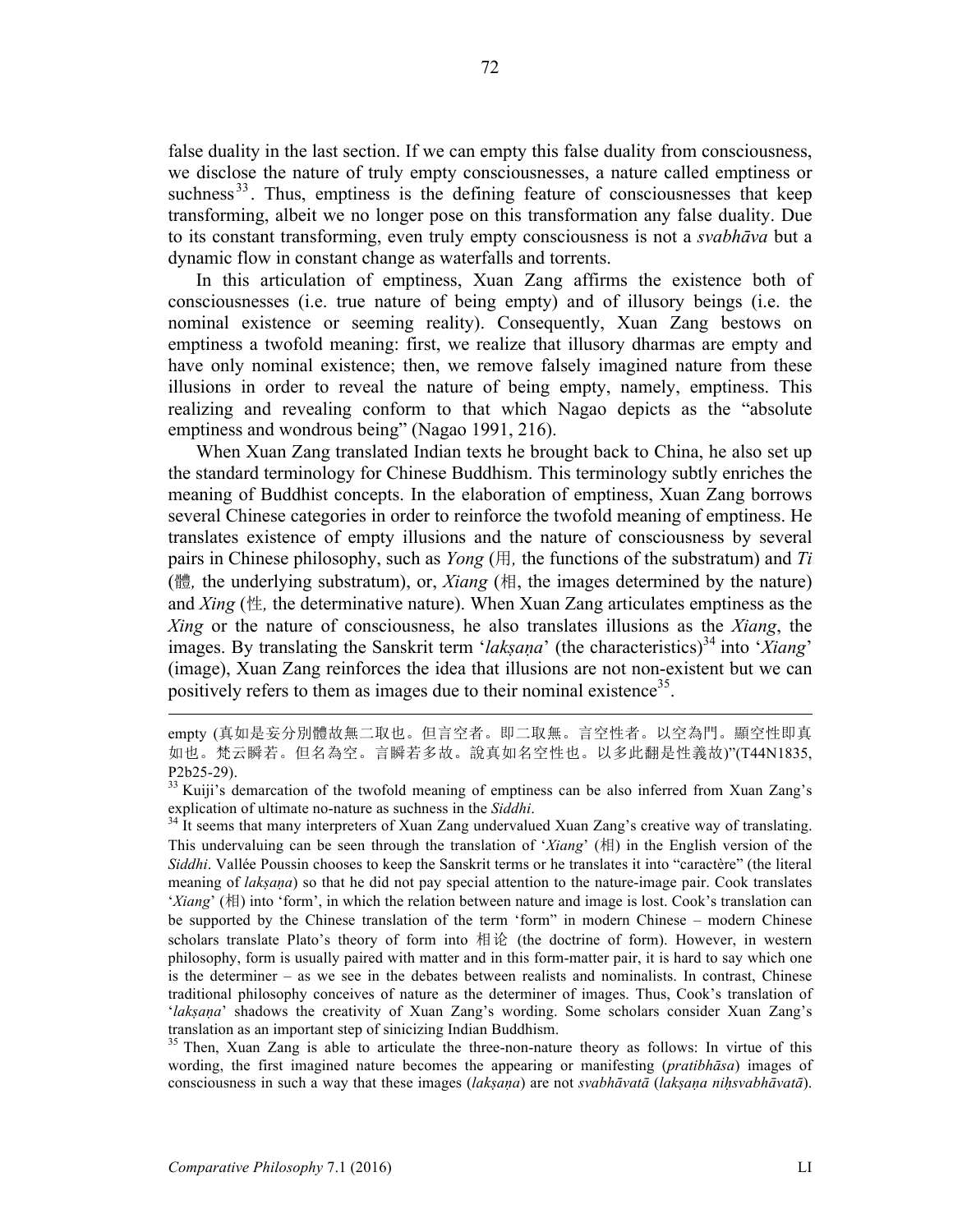false duality in the last section. If we can empty this false duality from consciousness, we disclose the nature of truly empty consciousnesses, a nature called emptiness or suchness[33]. Thus, emptiness is the defining feature of consciousnesses that keep transforming, albeit we no longer pose on this transformation any false duality. Due to its constant transforming, even truly empty consciousness is not a *svabhāva* but a dynamic flow in constant change as waterfalls and torrents.

In this articulation of emptiness, Xuan Zang affirms the existence both of consciousnesses (i.e. true nature of being empty) and of illusory beings (i.e. the nominal existence or seeming reality). Consequently, Xuan Zang bestows on emptiness a twofold meaning: first, we realize that illusory dharmas are empty and have only nominal existence; then, we remove falsely imagined nature from these illusions in order to reveal the nature of being empty, namely, emptiness. This realizing and revealing conform to that which Nagao depicts as the "absolute emptiness and wondrous being" (Nagao 1991, 216).

When Xuan Zang translated Indian texts he brought back to China, he also set up the standard terminology for Chinese Buddhism. This terminology subtly enriches the meaning of Buddhist concepts. In the elaboration of emptiness, Xuan Zang borrows several Chinese categories in order to reinforce the twofold meaning of emptiness. He translates existence of empty illusions and the nature of consciousness by several pairs in Chinese philosophy, such as *Yong* (用, the functions of the substratum) and *Ti* (體, the underlying substratum), or, *Xiang* (相, the images determined by the nature) and *Xing* (性, the determinative nature). When Xuan Zang articulates emptiness as the *Xing* or the nature of consciousness, he also translates illusions as the *Xiang*, the images. By translating the Sanskrit term '*lakṣaṇa*' (the characteristics)[34] into '*Xiang*' (image), Xuan Zang reinforces the idea that illusions are not non-existent but we can positively refers to them as images due to their nominal existence[35].

---

empty (真如是妄分別體故無二取也。但言空者。即二取無。言空性者。以空為門。顯空性即真如也。梵云瞬若。但名為空。言瞬若多故。說真如名空性也。以多此翻是性義故)"(T44N1835, P2b25-29).

[33] Kuiji's demarcation of the twofold meaning of emptiness can be also inferred from Xuan Zang's explication of ultimate no-nature as suchness in the *Siddhi*.

[34] It seems that many interpreters of Xuan Zang undervalued Xuan Zang's creative way of translating. This undervaluing can be seen through the translation of '*Xiang*' (相) in the English version of the *Siddhi*. Vallée Poussin chooses to keep the Sanskrit terms or he translates it into "caractère" (the literal meaning of *lakṣaṇa*) so that he did not pay special attention to the nature-image pair. Cook translates '*Xiang*' (相) into 'form', in which the relation between nature and image is lost. Cook's translation can be supported by the Chinese translation of the term 'form" in modern Chinese – modern Chinese scholars translate Plato's theory of form into 相论 (the doctrine of form). However, in western philosophy, form is usually paired with matter and in this form-matter pair, it is hard to say which one is the determiner – as we see in the debates between realists and nominalists. In contrast, Chinese traditional philosophy conceives of nature as the determiner of images. Thus, Cook's translation of '*lakṣaṇa*' shadows the creativity of Xuan Zang's wording. Some scholars consider Xuan Zang's translation as an important step of sinicizing Indian Buddhism.

[35] Then, Xuan Zang is able to articulate the three-non-nature theory as follows: In virtue of this wording, the first imagined nature becomes the appearing or manifesting (*pratibhāsa*) images of consciousness in such a way that these images (*lakṣaṇa*) are not *svabhāvatā* (*lakṣaṇa niḥsvabhāvatā*).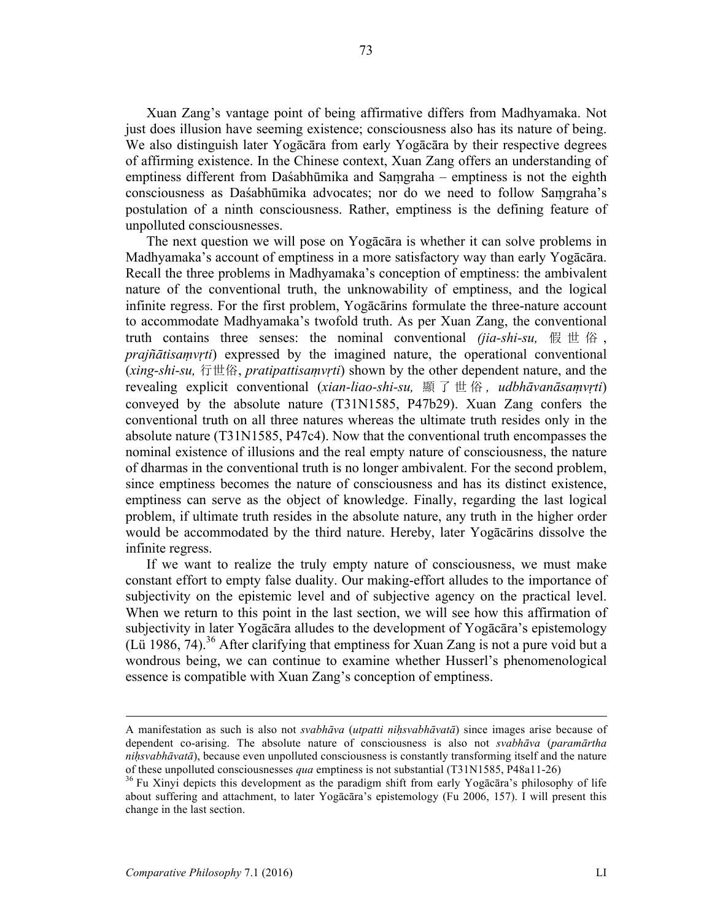Xuan Zang's vantage point of being affirmative differs from Madhyamaka. Not just does illusion have seeming existence; consciousness also has its nature of being. We also distinguish later Yogācāra from early Yogācāra by their respective degrees of affirming existence. In the Chinese context, Xuan Zang offers an understanding of emptiness different from Daśabhūmika and Saṃgraha – emptiness is not the eighth consciousness as Daśabhūmika advocates; nor do we need to follow Saṃgraha's postulation of a ninth consciousness. Rather, emptiness is the defining feature of unpolluted consciousnesses.

The next question we will pose on Yogācāra is whether it can solve problems in Madhyamaka's account of emptiness in a more satisfactory way than early Yogācāra. Recall the three problems in Madhyamaka's conception of emptiness: the ambivalent nature of the conventional truth, the unknowability of emptiness, and the logical infinite regress. For the first problem, Yogācārins formulate the three-nature account to accommodate Madhyamaka's twofold truth. As per Xuan Zang, the conventional truth contains three senses: the nominal conventional *(jia-shi-su,* 假世俗, *prajñātisaṃvṛti*) expressed by the imagined nature, the operational conventional (*xing-shi-su,* 行世俗, *pratipattisaṃvṛti*) shown by the other dependent nature, and the revealing explicit conventional (*xian-liao-shi-su,* 顯了世俗*, udbhāvanāsaṃvṛti*) conveyed by the absolute nature (T31N1585, P47b29). Xuan Zang confers the conventional truth on all three natures whereas the ultimate truth resides only in the absolute nature (T31N1585, P47c4). Now that the conventional truth encompasses the nominal existence of illusions and the real empty nature of consciousness, the nature of dharmas in the conventional truth is no longer ambivalent. For the second problem, since emptiness becomes the nature of consciousness and has its distinct existence, emptiness can serve as the object of knowledge. Finally, regarding the last logical problem, if ultimate truth resides in the absolute nature, any truth in the higher order would be accommodated by the third nature. Hereby, later Yogācārins dissolve the infinite regress.

If we want to realize the truly empty nature of consciousness, we must make constant effort to empty false duality. Our making-effort alludes to the importance of subjectivity on the epistemic level and of subjective agency on the practical level. When we return to this point in the last section, we will see how this affirmation of subjectivity in later Yogācāra alludes to the development of Yogācāra's epistemology (Lü 1986, 74).[36] After clarifying that emptiness for Xuan Zang is not a pure void but a wondrous being, we can continue to examine whether Husserl's phenomenological essence is compatible with Xuan Zang's conception of emptiness.

---

A manifestation as such is also not *svabhāva* (*utpatti niḥsvabhāvatā*) since images arise because of dependent co-arising. The absolute nature of consciousness is also not *svabhāva* (*paramārtha niḥsvabhāvatā*), because even unpolluted consciousness is constantly transforming itself and the nature of these unpolluted consciousnesses *qua* emptiness is not substantial (T31N1585, P48a11-26)

[36] Fu Xinyi depicts this development as the paradigm shift from early Yogācāra's philosophy of life about suffering and attachment, to later Yogācāra's epistemology (Fu 2006, 157). I will present this change in the last section.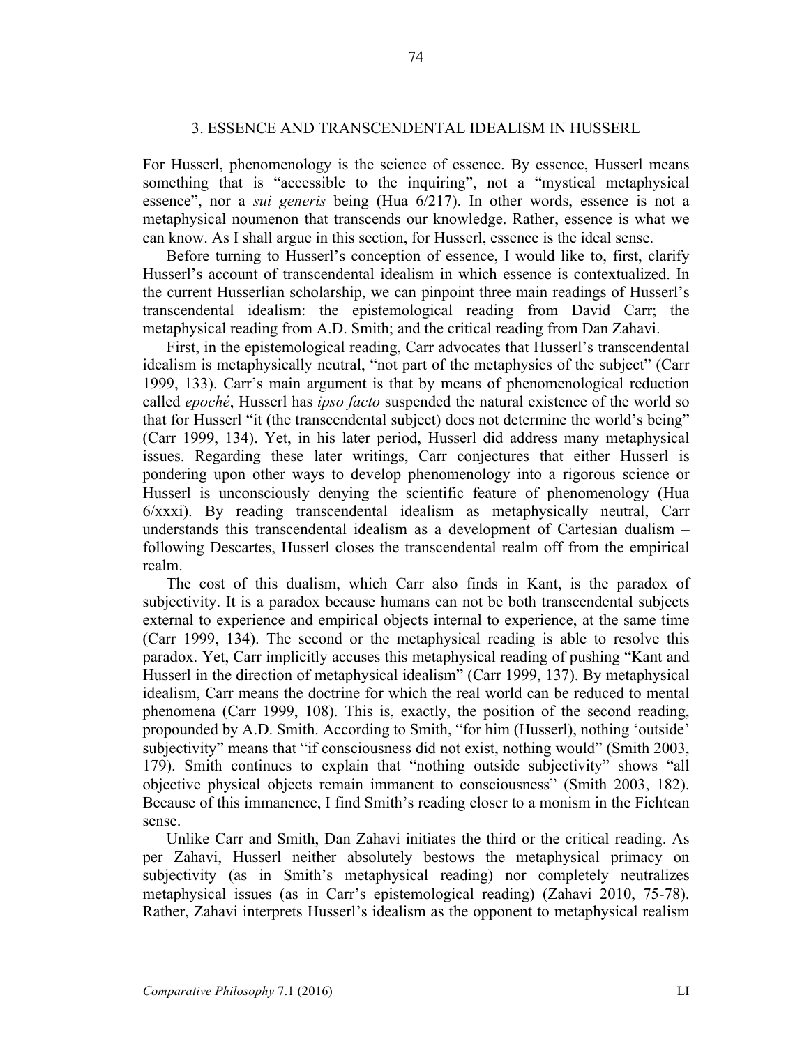## 3. ESSENCE AND TRANSCENDENTAL IDEALISM IN HUSSERL

For Husserl, phenomenology is the science of essence. By essence, Husserl means something that is "accessible to the inquiring", not a "mystical metaphysical essence", nor a *sui generis* being (Hua 6/217). In other words, essence is not a metaphysical noumenon that transcends our knowledge. Rather, essence is what we can know. As I shall argue in this section, for Husserl, essence is the ideal sense.

Before turning to Husserl's conception of essence, I would like to, first, clarify Husserl's account of transcendental idealism in which essence is contextualized. In the current Husserlian scholarship, we can pinpoint three main readings of Husserl's transcendental idealism: the epistemological reading from David Carr; the metaphysical reading from A.D. Smith; and the critical reading from Dan Zahavi.

First, in the epistemological reading, Carr advocates that Husserl's transcendental idealism is metaphysically neutral, "not part of the metaphysics of the subject" (Carr 1999, 133). Carr's main argument is that by means of phenomenological reduction called *epoché*, Husserl has *ipso facto* suspended the natural existence of the world so that for Husserl "it (the transcendental subject) does not determine the world's being" (Carr 1999, 134). Yet, in his later period, Husserl did address many metaphysical issues. Regarding these later writings, Carr conjectures that either Husserl is pondering upon other ways to develop phenomenology into a rigorous science or Husserl is unconsciously denying the scientific feature of phenomenology (Hua 6/xxxi). By reading transcendental idealism as metaphysically neutral, Carr understands this transcendental idealism as a development of Cartesian dualism – following Descartes, Husserl closes the transcendental realm off from the empirical realm.

The cost of this dualism, which Carr also finds in Kant, is the paradox of subjectivity. It is a paradox because humans can not be both transcendental subjects external to experience and empirical objects internal to experience, at the same time (Carr 1999, 134). The second or the metaphysical reading is able to resolve this paradox. Yet, Carr implicitly accuses this metaphysical reading of pushing "Kant and Husserl in the direction of metaphysical idealism" (Carr 1999, 137). By metaphysical idealism, Carr means the doctrine for which the real world can be reduced to mental phenomena (Carr 1999, 108). This is, exactly, the position of the second reading, propounded by A.D. Smith. According to Smith, "for him (Husserl), nothing 'outside' subjectivity" means that "if consciousness did not exist, nothing would" (Smith 2003, 179). Smith continues to explain that "nothing outside subjectivity" shows "all objective physical objects remain immanent to consciousness" (Smith 2003, 182). Because of this immanence, I find Smith's reading closer to a monism in the Fichtean sense.

Unlike Carr and Smith, Dan Zahavi initiates the third or the critical reading. As per Zahavi, Husserl neither absolutely bestows the metaphysical primacy on subjectivity (as in Smith's metaphysical reading) nor completely neutralizes metaphysical issues (as in Carr's epistemological reading) (Zahavi 2010, 75-78). Rather, Zahavi interprets Husserl's idealism as the opponent to metaphysical realism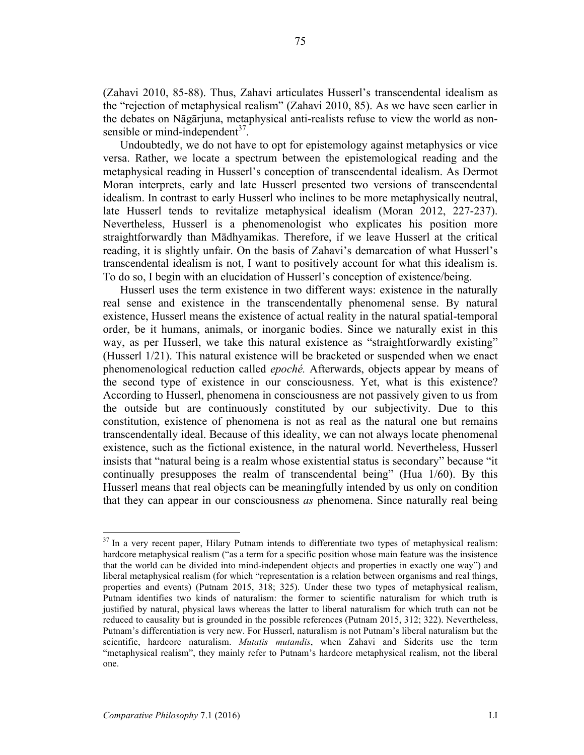(Zahavi 2010, 85-88). Thus, Zahavi articulates Husserl's transcendental idealism as the "rejection of metaphysical realism" (Zahavi 2010, 85). As we have seen earlier in the debates on Nāgārjuna, metaphysical anti-realists refuse to view the world as non-sensible or mind-independent[37].

Undoubtedly, we do not have to opt for epistemology against metaphysics or vice versa. Rather, we locate a spectrum between the epistemological reading and the metaphysical reading in Husserl's conception of transcendental idealism. As Dermot Moran interprets, early and late Husserl presented two versions of transcendental idealism. In contrast to early Husserl who inclines to be more metaphysically neutral, late Husserl tends to revitalize metaphysical idealism (Moran 2012, 227-237). Nevertheless, Husserl is a phenomenologist who explicates his position more straightforwardly than Mādhyamikas. Therefore, if we leave Husserl at the critical reading, it is slightly unfair. On the basis of Zahavi's demarcation of what Husserl's transcendental idealism is not, I want to positively account for what this idealism is. To do so, I begin with an elucidation of Husserl's conception of existence/being.

Husserl uses the term existence in two different ways: existence in the naturally real sense and existence in the transcendentally phenomenal sense. By natural existence, Husserl means the existence of actual reality in the natural spatial-temporal order, be it humans, animals, or inorganic bodies. Since we naturally exist in this way, as per Husserl, we take this natural existence as "straightforwardly existing" (Husserl 1/21). This natural existence will be bracketed or suspended when we enact phenomenological reduction called *epoché.* Afterwards, objects appear by means of the second type of existence in our consciousness. Yet, what is this existence? According to Husserl, phenomena in consciousness are not passively given to us from the outside but are continuously constituted by our subjectivity. Due to this constitution, existence of phenomena is not as real as the natural one but remains transcendentally ideal. Because of this ideality, we can not always locate phenomenal existence, such as the fictional existence, in the natural world. Nevertheless, Husserl insists that "natural being is a realm whose existential status is secondary" because "it continually presupposes the realm of transcendental being" (Hua 1/60). By this Husserl means that real objects can be meaningfully intended by us only on condition that they can appear in our consciousness *as* phenomena. Since naturally real being

[37] In a very recent paper, Hilary Putnam intends to differentiate two types of metaphysical realism: hardcore metaphysical realism ("as a term for a specific position whose main feature was the insistence that the world can be divided into mind-independent objects and properties in exactly one way") and liberal metaphysical realism (for which "representation is a relation between organisms and real things, properties and events) (Putnam 2015, 318; 325). Under these two types of metaphysical realism, Putnam identifies two kinds of naturalism: the former to scientific naturalism for which truth is justified by natural, physical laws whereas the latter to liberal naturalism for which truth can not be reduced to causality but is grounded in the possible references (Putnam 2015, 312; 322). Nevertheless, Putnam's differentiation is very new. For Husserl, naturalism is not Putnam's liberal naturalism but the scientific, hardcore naturalism. *Mutatis mutandis*, when Zahavi and Siderits use the term "metaphysical realism", they mainly refer to Putnam's hardcore metaphysical realism, not the liberal one.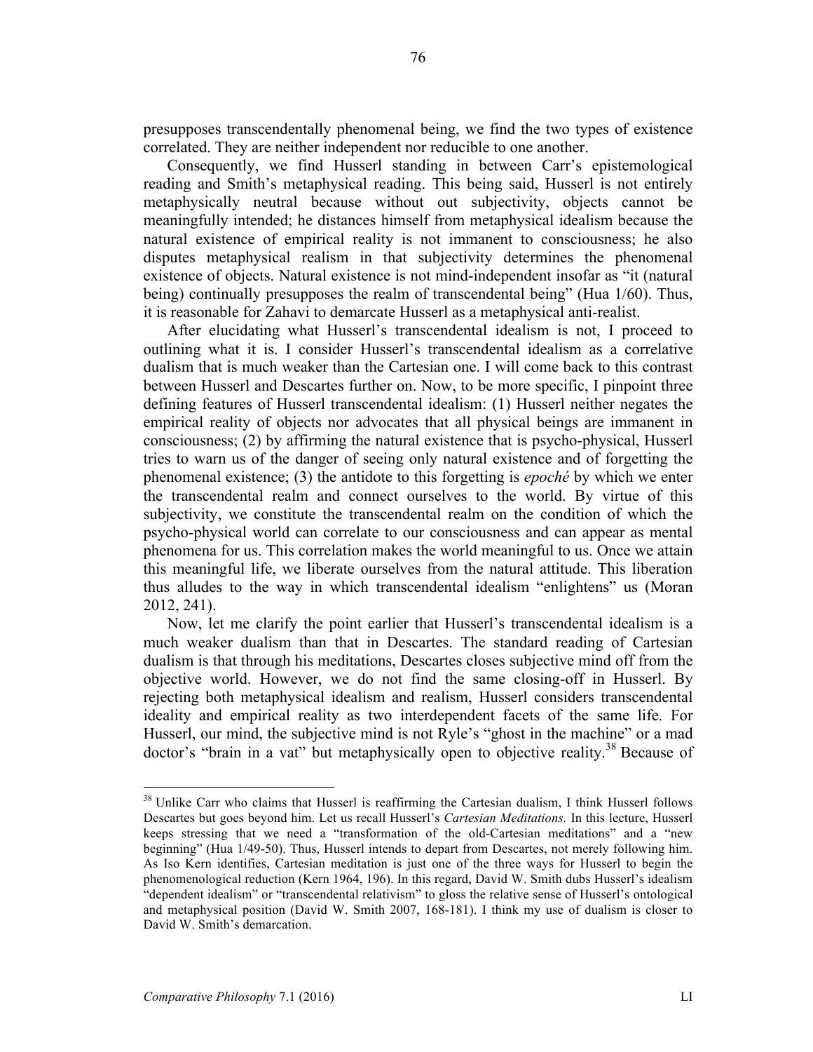presupposes transcendentally phenomenal being, we find the two types of existence correlated. They are neither independent nor reducible to one another.

Consequently, we find Husserl standing in between Carr's epistemological reading and Smith's metaphysical reading. This being said, Husserl is not entirely metaphysically neutral because without out subjectivity, objects cannot be meaningfully intended; he distances himself from metaphysical idealism because the natural existence of empirical reality is not immanent to consciousness; he also disputes metaphysical realism in that subjectivity determines the phenomenal existence of objects. Natural existence is not mind-independent insofar as "it (natural being) continually presupposes the realm of transcendental being" (Hua 1/60). Thus, it is reasonable for Zahavi to demarcate Husserl as a metaphysical anti-realist.

After elucidating what Husserl's transcendental idealism is not, I proceed to outlining what it is. I consider Husserl's transcendental idealism as a correlative dualism that is much weaker than the Cartesian one. I will come back to this contrast between Husserl and Descartes further on. Now, to be more specific, I pinpoint three defining features of Husserl transcendental idealism: (1) Husserl neither negates the empirical reality of objects nor advocates that all physical beings are immanent in consciousness; (2) by affirming the natural existence that is psycho-physical, Husserl tries to warn us of the danger of seeing only natural existence and of forgetting the phenomenal existence; (3) the antidote to this forgetting is *epoché* by which we enter the transcendental realm and connect ourselves to the world. By virtue of this subjectivity, we constitute the transcendental realm on the condition of which the psycho-physical world can correlate to our consciousness and can appear as mental phenomena for us. This correlation makes the world meaningful to us. Once we attain this meaningful life, we liberate ourselves from the natural attitude. This liberation thus alludes to the way in which transcendental idealism "enlightens" us (Moran 2012, 241).

Now, let me clarify the point earlier that Husserl's transcendental idealism is a much weaker dualism than that in Descartes. The standard reading of Cartesian dualism is that through his meditations, Descartes closes subjective mind off from the objective world. However, we do not find the same closing-off in Husserl. By rejecting both metaphysical idealism and realism, Husserl considers transcendental ideality and empirical reality as two interdependent facets of the same life. For Husserl, our mind, the subjective mind is not Ryle's "ghost in the machine" or a mad doctor's "brain in a vat" but metaphysically open to objective reality.[38] Because of

---

[38] Unlike Carr who claims that Husserl is reaffirming the Cartesian dualism, I think Husserl follows Descartes but goes beyond him. Let us recall Husserl's *Cartesian Meditations.* In this lecture, Husserl keeps stressing that we need a "transformation of the old-Cartesian meditations" and a "new beginning" (Hua 1/49-50). Thus, Husserl intends to depart from Descartes, not merely following him. As Iso Kern identifies, Cartesian meditation is just one of the three ways for Husserl to begin the phenomenological reduction (Kern 1964, 196). In this regard, David W. Smith dubs Husserl's idealism "dependent idealism" or "transcendental relativism" to gloss the relative sense of Husserl's ontological and metaphysical position (David W. Smith 2007, 168-181). I think my use of dualism is closer to David W. Smith's demarcation.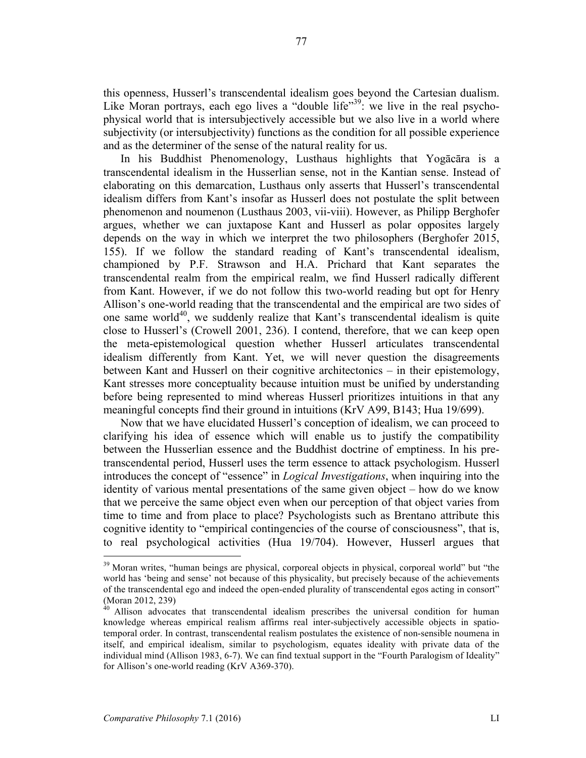this openness, Husserl's transcendental idealism goes beyond the Cartesian dualism. Like Moran portrays, each ego lives a "double life"[39]: we live in the real psycho-physical world that is intersubjectively accessible but we also live in a world where subjectivity (or intersubjectivity) functions as the condition for all possible experience and as the determiner of the sense of the natural reality for us.

In his Buddhist Phenomenology, Lusthaus highlights that Yogācāra is a transcendental idealism in the Husserlian sense, not in the Kantian sense. Instead of elaborating on this demarcation, Lusthaus only asserts that Husserl's transcendental idealism differs from Kant's insofar as Husserl does not postulate the split between phenomenon and noumenon (Lusthaus 2003, vii-viii). However, as Philipp Berghofer argues, whether we can juxtapose Kant and Husserl as polar opposites largely depends on the way in which we interpret the two philosophers (Berghofer 2015, 155). If we follow the standard reading of Kant's transcendental idealism, championed by P.F. Strawson and H.A. Prichard that Kant separates the transcendental realm from the empirical realm, we find Husserl radically different from Kant. However, if we do not follow this two-world reading but opt for Henry Allison's one-world reading that the transcendental and the empirical are two sides of one same world[40], we suddenly realize that Kant's transcendental idealism is quite close to Husserl's (Crowell 2001, 236). I contend, therefore, that we can keep open the meta-epistemological question whether Husserl articulates transcendental idealism differently from Kant. Yet, we will never question the disagreements between Kant and Husserl on their cognitive architectonics – in their epistemology, Kant stresses more conceptuality because intuition must be unified by understanding before being represented to mind whereas Husserl prioritizes intuitions in that any meaningful concepts find their ground in intuitions (KrV A99, B143; Hua 19/699).

Now that we have elucidated Husserl's conception of idealism, we can proceed to clarifying his idea of essence which will enable us to justify the compatibility between the Husserlian essence and the Buddhist doctrine of emptiness. In his pre-transcendental period, Husserl uses the term essence to attack psychologism. Husserl introduces the concept of "essence" in *Logical Investigations*, when inquiring into the identity of various mental presentations of the same given object – how do we know that we perceive the same object even when our perception of that object varies from time to time and from place to place? Psychologists such as Brentano attribute this cognitive identity to "empirical contingencies of the course of consciousness", that is, to real psychological activities (Hua 19/704). However, Husserl argues that

---

[39] Moran writes, "human beings are physical, corporeal objects in physical, corporeal world" but "the world has 'being and sense' not because of this physicality, but precisely because of the achievements of the transcendental ego and indeed the open-ended plurality of transcendental egos acting in consort" (Moran 2012, 239)

[40] Allison advocates that transcendental idealism prescribes the universal condition for human knowledge whereas empirical realism affirms real inter-subjectively accessible objects in spatio-temporal order. In contrast, transcendental realism postulates the existence of non-sensible noumena in itself, and empirical idealism, similar to psychologism, equates ideality with private data of the individual mind (Allison 1983, 6-7). We can find textual support in the "Fourth Paralogism of Ideality" for Allison's one-world reading (KrV A369-370).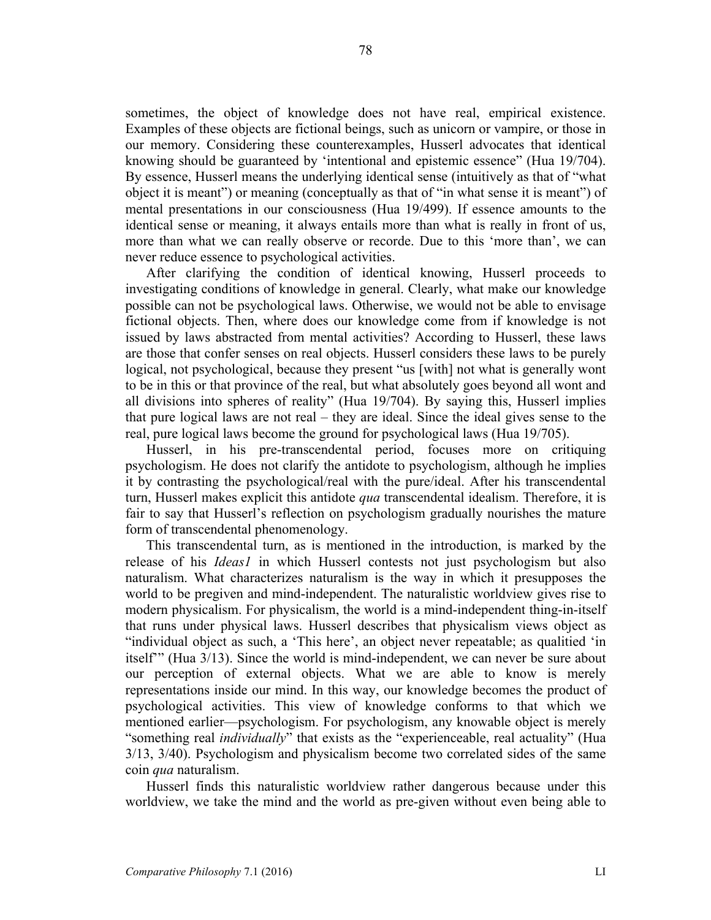sometimes, the object of knowledge does not have real, empirical existence. Examples of these objects are fictional beings, such as unicorn or vampire, or those in our memory. Considering these counterexamples, Husserl advocates that identical knowing should be guaranteed by 'intentional and epistemic essence" (Hua 19/704). By essence, Husserl means the underlying identical sense (intuitively as that of "what object it is meant") or meaning (conceptually as that of "in what sense it is meant") of mental presentations in our consciousness (Hua 19/499). If essence amounts to the identical sense or meaning, it always entails more than what is really in front of us, more than what we can really observe or recorde. Due to this 'more than', we can never reduce essence to psychological activities.

After clarifying the condition of identical knowing, Husserl proceeds to investigating conditions of knowledge in general. Clearly, what make our knowledge possible can not be psychological laws. Otherwise, we would not be able to envisage fictional objects. Then, where does our knowledge come from if knowledge is not issued by laws abstracted from mental activities? According to Husserl, these laws are those that confer senses on real objects. Husserl considers these laws to be purely logical, not psychological, because they present "us [with] not what is generally wont to be in this or that province of the real, but what absolutely goes beyond all wont and all divisions into spheres of reality" (Hua 19/704). By saying this, Husserl implies that pure logical laws are not real – they are ideal. Since the ideal gives sense to the real, pure logical laws become the ground for psychological laws (Hua 19/705).

Husserl, in his pre-transcendental period, focuses more on critiquing psychologism. He does not clarify the antidote to psychologism, although he implies it by contrasting the psychological/real with the pure/ideal. After his transcendental turn, Husserl makes explicit this antidote *qua* transcendental idealism. Therefore, it is fair to say that Husserl's reflection on psychologism gradually nourishes the mature form of transcendental phenomenology.

This transcendental turn, as is mentioned in the introduction, is marked by the release of his *Ideas1* in which Husserl contests not just psychologism but also naturalism. What characterizes naturalism is the way in which it presupposes the world to be pregiven and mind-independent. The naturalistic worldview gives rise to modern physicalism. For physicalism, the world is a mind-independent thing-in-itself that runs under physical laws. Husserl describes that physicalism views object as "individual object as such, a 'This here', an object never repeatable; as qualitied 'in itself'" (Hua 3/13). Since the world is mind-independent, we can never be sure about our perception of external objects. What we are able to know is merely representations inside our mind. In this way, our knowledge becomes the product of psychological activities. This view of knowledge conforms to that which we mentioned earlier—psychologism. For psychologism, any knowable object is merely "something real *individually*" that exists as the "experienceable, real actuality" (Hua 3/13, 3/40). Psychologism and physicalism become two correlated sides of the same coin *qua* naturalism.

Husserl finds this naturalistic worldview rather dangerous because under this worldview, we take the mind and the world as pre-given without even being able to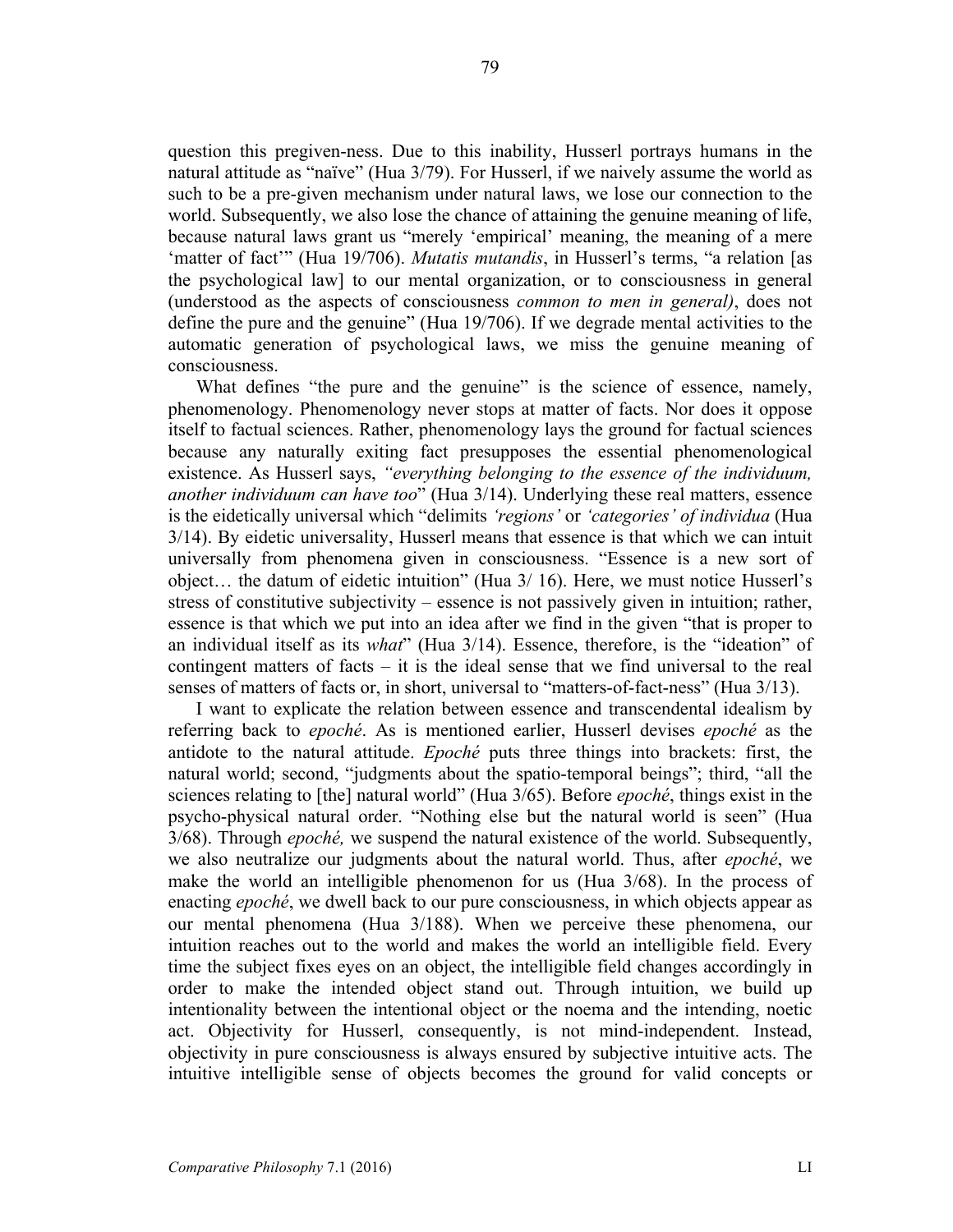question this pregiven-ness. Due to this inability, Husserl portrays humans in the natural attitude as "naïve" (Hua 3/79). For Husserl, if we naively assume the world as such to be a pre-given mechanism under natural laws, we lose our connection to the world. Subsequently, we also lose the chance of attaining the genuine meaning of life, because natural laws grant us "merely 'empirical' meaning, the meaning of a mere 'matter of fact'" (Hua 19/706). *Mutatis mutandis*, in Husserl's terms, "a relation [as the psychological law] to our mental organization, or to consciousness in general (understood as the aspects of consciousness *common to men in general)*, does not define the pure and the genuine" (Hua 19/706). If we degrade mental activities to the automatic generation of psychological laws, we miss the genuine meaning of consciousness.

What defines "the pure and the genuine" is the science of essence, namely, phenomenology. Phenomenology never stops at matter of facts. Nor does it oppose itself to factual sciences. Rather, phenomenology lays the ground for factual sciences because any naturally exiting fact presupposes the essential phenomenological existence. As Husserl says, *"everything belonging to the essence of the individuum, another individuum can have too*" (Hua 3/14). Underlying these real matters, essence is the eidetically universal which "delimits *'regions'* or *'categories' of individua* (Hua 3/14). By eidetic universality, Husserl means that essence is that which we can intuit universally from phenomena given in consciousness. "Essence is a new sort of object… the datum of eidetic intuition" (Hua 3/ 16). Here, we must notice Husserl's stress of constitutive subjectivity – essence is not passively given in intuition; rather, essence is that which we put into an idea after we find in the given "that is proper to an individual itself as its *what*" (Hua 3/14). Essence, therefore, is the "ideation" of contingent matters of facts – it is the ideal sense that we find universal to the real senses of matters of facts or, in short, universal to "matters-of-fact-ness" (Hua 3/13).

I want to explicate the relation between essence and transcendental idealism by referring back to *epoché*. As is mentioned earlier, Husserl devises *epoché* as the antidote to the natural attitude. *Epoché* puts three things into brackets: first, the natural world; second, "judgments about the spatio-temporal beings"; third, "all the sciences relating to [the] natural world" (Hua 3/65). Before *epoché*, things exist in the psycho-physical natural order. "Nothing else but the natural world is seen" (Hua 3/68). Through *epoché,* we suspend the natural existence of the world. Subsequently, we also neutralize our judgments about the natural world. Thus, after *epoché*, we make the world an intelligible phenomenon for us (Hua 3/68). In the process of enacting *epoché*, we dwell back to our pure consciousness, in which objects appear as our mental phenomena (Hua 3/188). When we perceive these phenomena, our intuition reaches out to the world and makes the world an intelligible field. Every time the subject fixes eyes on an object, the intelligible field changes accordingly in order to make the intended object stand out. Through intuition, we build up intentionality between the intentional object or the noema and the intending, noetic act. Objectivity for Husserl, consequently, is not mind-independent. Instead, objectivity in pure consciousness is always ensured by subjective intuitive acts. The intuitive intelligible sense of objects becomes the ground for valid concepts or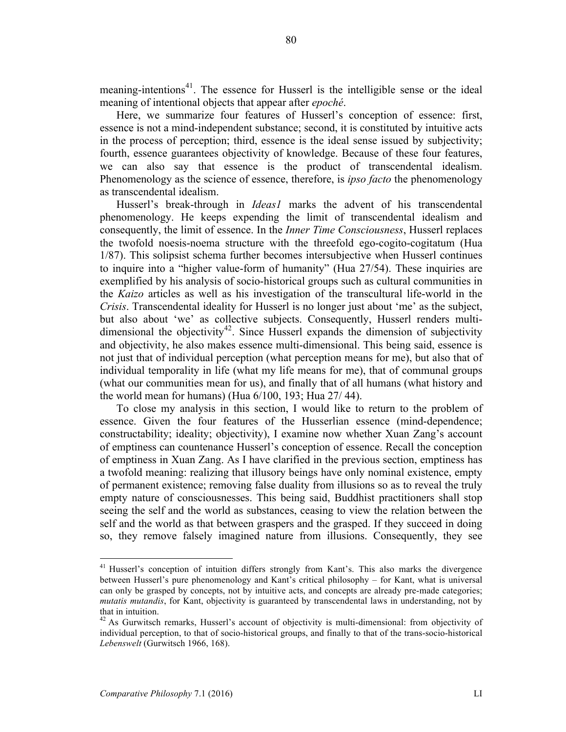meaning-intentions[41]. The essence for Husserl is the intelligible sense or the ideal meaning of intentional objects that appear after *epoché*.

Here, we summarize four features of Husserl's conception of essence: first, essence is not a mind-independent substance; second, it is constituted by intuitive acts in the process of perception; third, essence is the ideal sense issued by subjectivity; fourth, essence guarantees objectivity of knowledge. Because of these four features, we can also say that essence is the product of transcendental idealism. Phenomenology as the science of essence, therefore, is *ipso facto* the phenomenology as transcendental idealism.

Husserl's break-through in *Ideas1* marks the advent of his transcendental phenomenology. He keeps expending the limit of transcendental idealism and consequently, the limit of essence. In the *Inner Time Consciousness*, Husserl replaces the twofold noesis-noema structure with the threefold ego-cogito-cogitatum (Hua 1/87). This solipsist schema further becomes intersubjective when Husserl continues to inquire into a "higher value-form of humanity" (Hua 27/54). These inquiries are exemplified by his analysis of socio-historical groups such as cultural communities in the *Kaizo* articles as well as his investigation of the transcultural life-world in the *Crisis*. Transcendental ideality for Husserl is no longer just about 'me' as the subject, but also about 'we' as collective subjects. Consequently, Husserl renders multi-dimensional the objectivity[42]. Since Husserl expands the dimension of subjectivity and objectivity, he also makes essence multi-dimensional. This being said, essence is not just that of individual perception (what perception means for me), but also that of individual temporality in life (what my life means for me), that of communal groups (what our communities mean for us), and finally that of all humans (what history and the world mean for humans) (Hua 6/100, 193; Hua 27/ 44).

To close my analysis in this section, I would like to return to the problem of essence. Given the four features of the Husserlian essence (mind-dependence; constructability; ideality; objectivity), I examine now whether Xuan Zang's account of emptiness can countenance Husserl's conception of essence. Recall the conception of emptiness in Xuan Zang. As I have clarified in the previous section, emptiness has a twofold meaning: realizing that illusory beings have only nominal existence, empty of permanent existence; removing false duality from illusions so as to reveal the truly empty nature of consciousnesses. This being said, Buddhist practitioners shall stop seeing the self and the world as substances, ceasing to view the relation between the self and the world as that between graspers and the grasped. If they succeed in doing so, they remove falsely imagined nature from illusions. Consequently, they see

---

[41] Husserl's conception of intuition differs strongly from Kant's. This also marks the divergence between Husserl's pure phenomenology and Kant's critical philosophy – for Kant, what is universal can only be grasped by concepts, not by intuitive acts, and concepts are already pre-made categories; *mutatis mutandis*, for Kant, objectivity is guaranteed by transcendental laws in understanding, not by that in intuition.

[42] As Gurwitsch remarks, Husserl's account of objectivity is multi-dimensional: from objectivity of individual perception, to that of socio-historical groups, and finally to that of the trans-socio-historical *Lebenswelt* (Gurwitsch 1966, 168).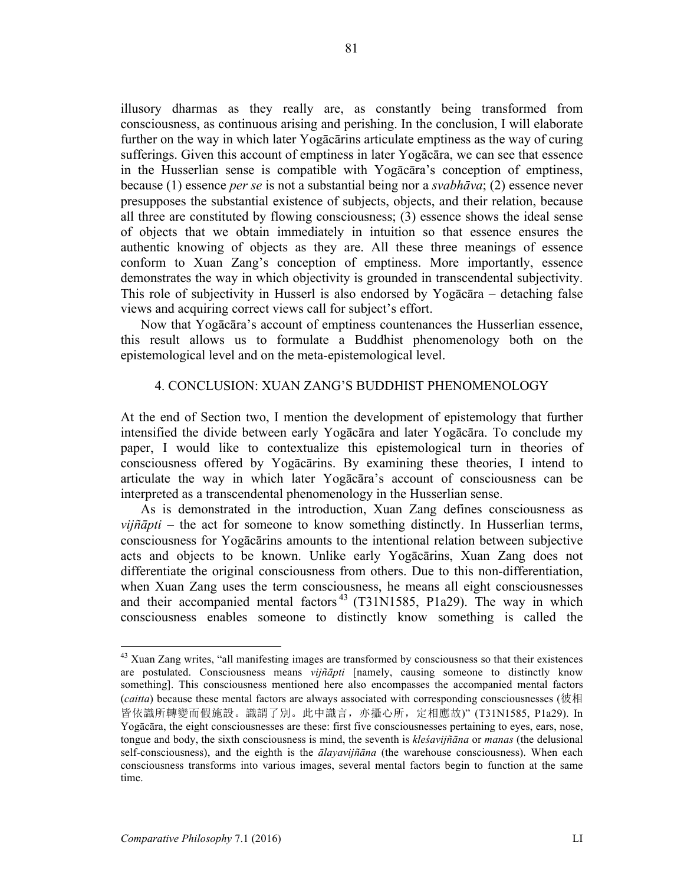illusory dharmas as they really are, as constantly being transformed from consciousness, as continuous arising and perishing. In the conclusion, I will elaborate further on the way in which later Yogācārins articulate emptiness as the way of curing sufferings. Given this account of emptiness in later Yogācāra, we can see that essence in the Husserlian sense is compatible with Yogācāra's conception of emptiness, because (1) essence *per se* is not a substantial being nor a *svabhāva*; (2) essence never presupposes the substantial existence of subjects, objects, and their relation, because all three are constituted by flowing consciousness; (3) essence shows the ideal sense of objects that we obtain immediately in intuition so that essence ensures the authentic knowing of objects as they are. All these three meanings of essence conform to Xuan Zang's conception of emptiness. More importantly, essence demonstrates the way in which objectivity is grounded in transcendental subjectivity. This role of subjectivity in Husserl is also endorsed by Yogācāra – detaching false views and acquiring correct views call for subject's effort.

Now that Yogācāra's account of emptiness countenances the Husserlian essence, this result allows us to formulate a Buddhist phenomenology both on the epistemological level and on the meta-epistemological level.

## 4. CONCLUSION: XUAN ZANG'S BUDDHIST PHENOMENOLOGY

At the end of Section two, I mention the development of epistemology that further intensified the divide between early Yogācāra and later Yogācāra. To conclude my paper, I would like to contextualize this epistemological turn in theories of consciousness offered by Yogācārins. By examining these theories, I intend to articulate the way in which later Yogācāra's account of consciousness can be interpreted as a transcendental phenomenology in the Husserlian sense.

As is demonstrated in the introduction, Xuan Zang defines consciousness as *vijñāpti* – the act for someone to know something distinctly. In Husserlian terms, consciousness for Yogācārins amounts to the intentional relation between subjective acts and objects to be known. Unlike early Yogācārins, Xuan Zang does not differentiate the original consciousness from others. Due to this non-differentiation, when Xuan Zang uses the term consciousness, he means all eight consciousnesses and their accompanied mental factors[43] (T31N1585, P1a29). The way in which consciousness enables someone to distinctly know something is called the

---

[43] Xuan Zang writes, "all manifesting images are transformed by consciousness so that their existences are postulated. Consciousness means *vijñāpti* [namely, causing someone to distinctly know something]. This consciousness mentioned here also encompasses the accompanied mental factors (*caitta*) because these mental factors are always associated with corresponding consciousnesses (彼相皆依識所轉變而假施設。識謂了別。此中識言，亦攝心所，定相應故)" (T31N1585, P1a29). In Yogācāra, the eight consciousnesses are these: first five consciousnesses pertaining to eyes, ears, nose, tongue and body, the sixth consciousness is mind, the seventh is *kleśavijñāna* or *manas* (the delusional self-consciousness), and the eighth is the *ālayavijñāna* (the warehouse consciousness). When each consciousness transforms into various images, several mental factors begin to function at the same time.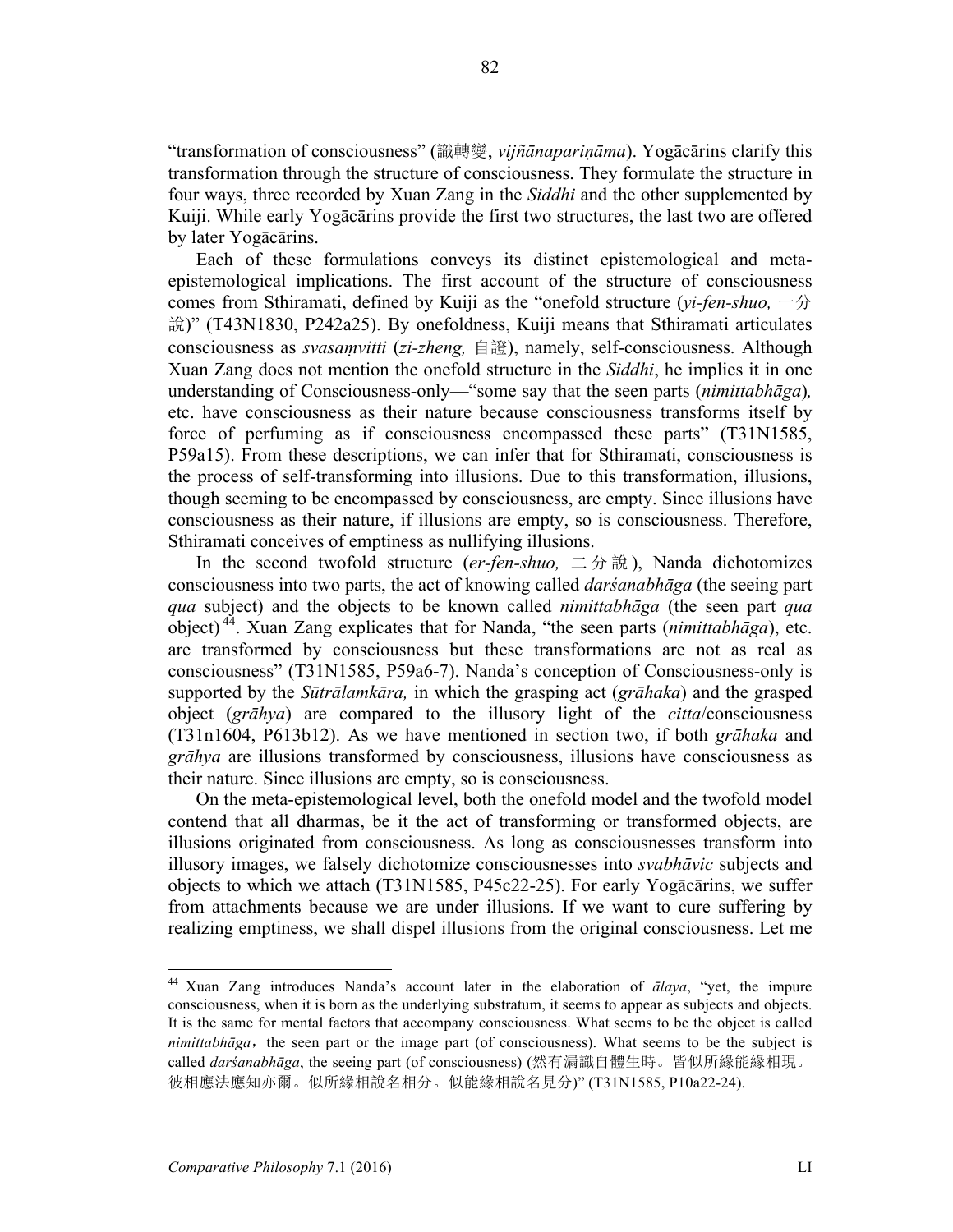"transformation of consciousness" (識轉變, *vijñānapariṇāma*). Yogācārins clarify this transformation through the structure of consciousness. They formulate the structure in four ways, three recorded by Xuan Zang in the *Siddhi* and the other supplemented by Kuiji. While early Yogācārins provide the first two structures, the last two are offered by later Yogācārins.

Each of these formulations conveys its distinct epistemological and meta-epistemological implications. The first account of the structure of consciousness comes from Sthiramati, defined by Kuiji as the "onefold structure (*yi-fen-shuo,* 一分說)" (T43N1830, P242a25). By onefoldness, Kuiji means that Sthiramati articulates consciousness as *svasaṃvitti* (*zi-zheng,* 自證), namely, self-consciousness. Although Xuan Zang does not mention the onefold structure in the *Siddhi*, he implies it in one understanding of Consciousness-only—"some say that the seen parts (*nimittabhāga*), etc. have consciousness as their nature because consciousness transforms itself by force of perfuming as if consciousness encompassed these parts" (T31N1585, P59a15). From these descriptions, we can infer that for Sthiramati, consciousness is the process of self-transforming into illusions. Due to this transformation, illusions, though seeming to be encompassed by consciousness, are empty. Since illusions have consciousness as their nature, if illusions are empty, so is consciousness. Therefore, Sthiramati conceives of emptiness as nullifying illusions.

In the second twofold structure (*er-fen-shuo,* 二分說), Nanda dichotomizes consciousness into two parts, the act of knowing called *darśanabhāga* (the seeing part *qua* subject) and the objects to be known called *nimittabhāga* (the seen part *qua* object)[44]. Xuan Zang explicates that for Nanda, "the seen parts (*nimittabhāga*), etc. are transformed by consciousness but these transformations are not as real as consciousness" (T31N1585, P59a6-7). Nanda's conception of Consciousness-only is supported by the *Sūtrālamkāra,* in which the grasping act (*grāhaka*) and the grasped object (*grāhya*) are compared to the illusory light of the *citta*/consciousness (T31n1604, P613b12). As we have mentioned in section two, if both *grāhaka* and *grāhya* are illusions transformed by consciousness, illusions have consciousness as their nature. Since illusions are empty, so is consciousness.

On the meta-epistemological level, both the onefold model and the twofold model contend that all dharmas, be it the act of transforming or transformed objects, are illusions originated from consciousness. As long as consciousnesses transform into illusory images, we falsely dichotomize consciousnesses into *svabhāvic* subjects and objects to which we attach (T31N1585, P45c22-25). For early Yogācārins, we suffer from attachments because we are under illusions. If we want to cure suffering by realizing emptiness, we shall dispel illusions from the original consciousness. Let me

---

[44] Xuan Zang introduces Nanda's account later in the elaboration of *ālaya*, "yet, the impure consciousness, when it is born as the underlying substratum, it seems to appear as subjects and objects. It is the same for mental factors that accompany consciousness. What seems to be the object is called *nimittabhāga*，the seen part or the image part (of consciousness). What seems to be the subject is called *darśanabhāga*, the seeing part (of consciousness) (然有漏識自體生時。皆似所緣能緣相現。彼相應法應知亦爾。似所緣相說名相分。似能緣相說名見分)" (T31N1585, P10a22-24).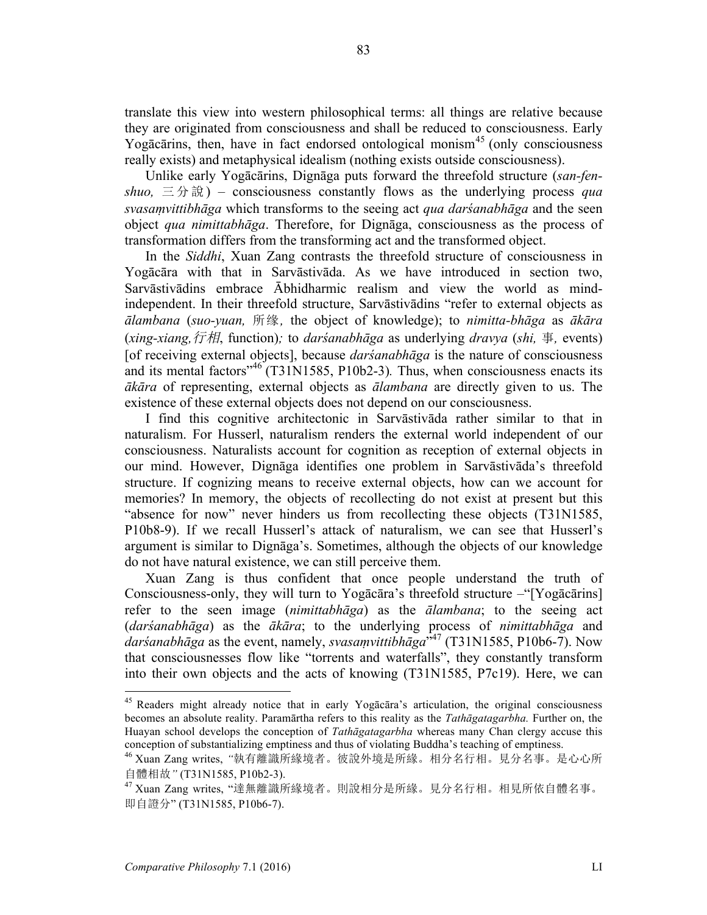translate this view into western philosophical terms: all things are relative because they are originated from consciousness and shall be reduced to consciousness. Early Yogācārins, then, have in fact endorsed ontological monism[45] (only consciousness really exists) and metaphysical idealism (nothing exists outside consciousness).

Unlike early Yogācārins, Dignāga puts forward the threefold structure (*san-fen-shuo,* 三分說) – consciousness constantly flows as the underlying process *qua svasaṃvittibhāga* which transforms to the seeing act *qua darśanabhāga* and the seen object *qua nimittabhāga*. Therefore, for Dignāga, consciousness as the process of transformation differs from the transforming act and the transformed object.

In the *Siddhi*, Xuan Zang contrasts the threefold structure of consciousness in Yogācāra with that in Sarvāstivāda. As we have introduced in section two, Sarvāstivādins embrace Ābhidharmic realism and view the world as mind-independent. In their threefold structure, Sarvāstivādins "refer to external objects as *ālambana* (*suo-yuan,* 所缘*,* the object of knowledge); to *nimitta-bhāga* as *ākāra* (*xing-xiang,*行相, function)*;* to *darśanabhāga* as underlying *dravya* (*shi,* 事*,* events) [of receiving external objects], because *darśanabhāga* is the nature of consciousness and its mental factors"[46] (T31N1585, P10b2-3)*.* Thus, when consciousness enacts its *ākāra* of representing, external objects as *ālambana* are directly given to us. The existence of these external objects does not depend on our consciousness.

I find this cognitive architectonic in Sarvāstivāda rather similar to that in naturalism. For Husserl, naturalism renders the external world independent of our consciousness. Naturalists account for cognition as reception of external objects in our mind. However, Dignāga identifies one problem in Sarvāstivāda's threefold structure. If cognizing means to receive external objects, how can we account for memories? In memory, the objects of recollecting do not exist at present but this "absence for now" never hinders us from recollecting these objects (T31N1585, P10b8-9). If we recall Husserl's attack of naturalism, we can see that Husserl's argument is similar to Dignāga's. Sometimes, although the objects of our knowledge do not have natural existence, we can still perceive them.

Xuan Zang is thus confident that once people understand the truth of Consciousness-only, they will turn to Yogācāra's threefold structure –"[Yogācārins] refer to the seen image (*nimittabhāga*) as the *ālambana*; to the seeing act (*darśanabhāga*) as the *ākāra*; to the underlying process of *nimittabhāga* and *darśanabhāga* as the event, namely, *svasaṃvittibhāga*"[47] (T31N1585, P10b6-7). Now that consciousnesses flow like "torrents and waterfalls", they constantly transform into their own objects and the acts of knowing (T31N1585, P7c19). Here, we can

---

[45] Readers might already notice that in early Yogācāra's articulation, the original consciousness becomes an absolute reality. Paramārtha refers to this reality as the *Tathāgatagarbha.* Further on, the Huayan school develops the conception of *Tathāgatagarbha* whereas many Chan clergy accuse this conception of substantializing emptiness and thus of violating Buddha's teaching of emptiness.

[46] Xuan Zang writes, *"*執有離識所緣境者。彼說外境是所緣。相分名行相。見分名事。是心心所自體相故*"* (T31N1585, P10b2-3).

[47] Xuan Zang writes, "達無離識所緣境者。則說相分是所緣。見分名行相。相見所依自體名事。即自證分" (T31N1585, P10b6-7).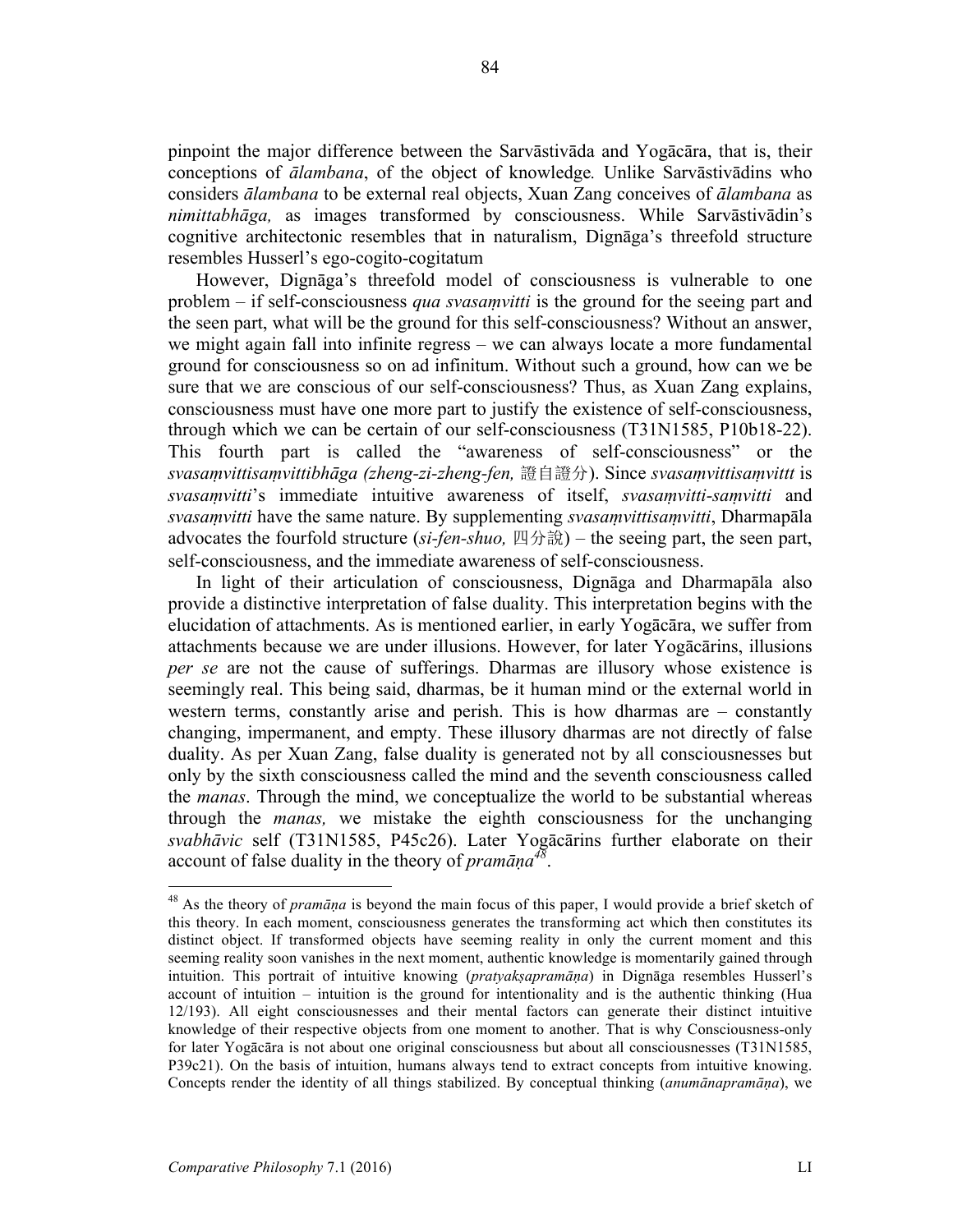pinpoint the major difference between the Sarvāstivāda and Yogācāra, that is, their conceptions of *ālambana*, of the object of knowledge*.* Unlike Sarvāstivādins who considers *ālambana* to be external real objects, Xuan Zang conceives of *ālambana* as *nimittabhāga,* as images transformed by consciousness. While Sarvāstivādin's cognitive architectonic resembles that in naturalism, Dignāga's threefold structure resembles Husserl's ego-cogito-cogitatum

However, Dignāga's threefold model of consciousness is vulnerable to one problem – if self-consciousness *qua svasaṃvitti* is the ground for the seeing part and the seen part, what will be the ground for this self-consciousness? Without an answer, we might again fall into infinite regress – we can always locate a more fundamental ground for consciousness so on ad infinitum. Without such a ground, how can we be sure that we are conscious of our self-consciousness? Thus, as Xuan Zang explains, consciousness must have one more part to justify the existence of self-consciousness, through which we can be certain of our self-consciousness (T31N1585, P10b18-22). This fourth part is called the "awareness of self-consciousness" or the *svasaṃvittisaṃvittibhāga (zheng-zi-zheng-fen,* 證自證分). Since *svasaṃvittisaṃvittt* is *svasaṃvitti*'s immediate intuitive awareness of itself, *svasaṃvitti-saṃvitti* and *svasaṃvitti* have the same nature. By supplementing *svasaṃvittisaṃvitti*, Dharmapāla advocates the fourfold structure (*si-fen-shuo,* 四分說) – the seeing part, the seen part, self-consciousness, and the immediate awareness of self-consciousness.

In light of their articulation of consciousness, Dignāga and Dharmapāla also provide a distinctive interpretation of false duality. This interpretation begins with the elucidation of attachments. As is mentioned earlier, in early Yogācāra, we suffer from attachments because we are under illusions. However, for later Yogācārins, illusions *per se* are not the cause of sufferings. Dharmas are illusory whose existence is seemingly real. This being said, dharmas, be it human mind or the external world in western terms, constantly arise and perish. This is how dharmas are – constantly changing, impermanent, and empty. These illusory dharmas are not directly of false duality. As per Xuan Zang, false duality is generated not by all consciousnesses but only by the sixth consciousness called the mind and the seventh consciousness called the *manas*. Through the mind, we conceptualize the world to be substantial whereas through the *manas,* we mistake the eighth consciousness for the unchanging *svabhāvic* self (T31N1585, P45c26). Later Yogācārins further elaborate on their account of false duality in the theory of *pramāṇa*[48].

[48] As the theory of *pramāṇa* is beyond the main focus of this paper, I would provide a brief sketch of this theory. In each moment, consciousness generates the transforming act which then constitutes its distinct object. If transformed objects have seeming reality in only the current moment and this seeming reality soon vanishes in the next moment, authentic knowledge is momentarily gained through intuition. This portrait of intuitive knowing (*pratyakṣapramāṇa*) in Dignāga resembles Husserl's account of intuition – intuition is the ground for intentionality and is the authentic thinking (Hua 12/193). All eight consciousnesses and their mental factors can generate their distinct intuitive knowledge of their respective objects from one moment to another. That is why Consciousness-only for later Yogācāra is not about one original consciousness but about all consciousnesses (T31N1585, P39c21). On the basis of intuition, humans always tend to extract concepts from intuitive knowing. Concepts render the identity of all things stabilized. By conceptual thinking (*anumānapramāṇa*), we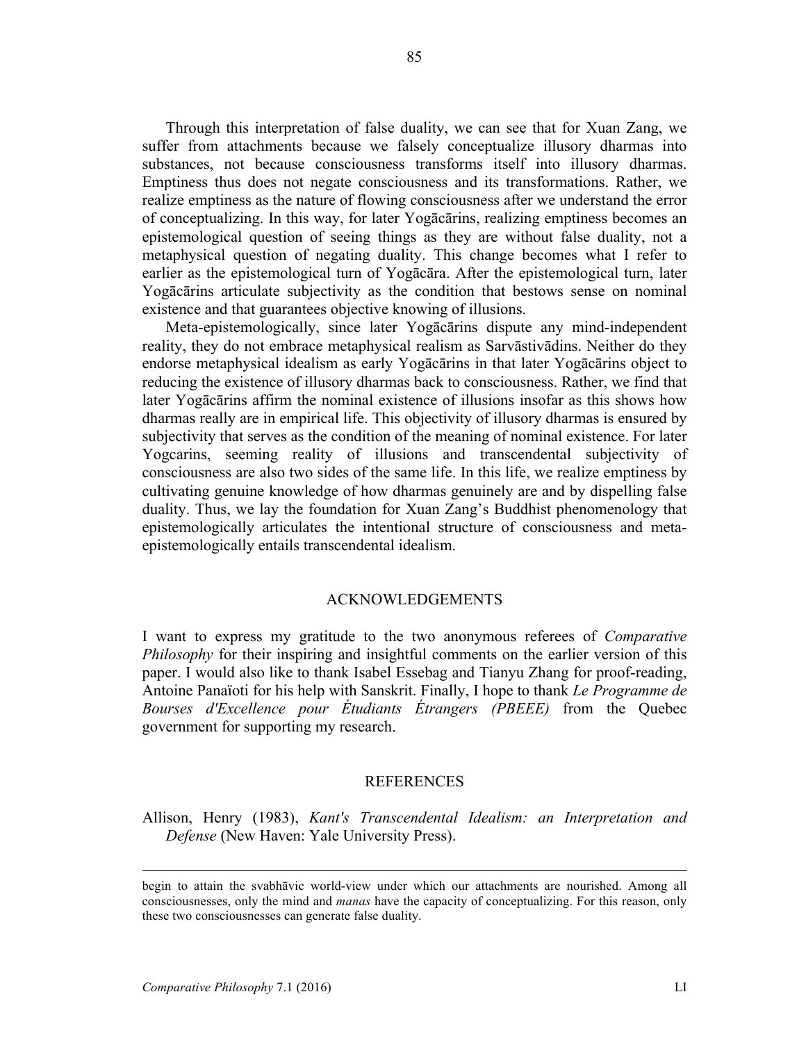Through this interpretation of false duality, we can see that for Xuan Zang, we suffer from attachments because we falsely conceptualize illusory dharmas into substances, not because consciousness transforms itself into illusory dharmas. Emptiness thus does not negate consciousness and its transformations. Rather, we realize emptiness as the nature of flowing consciousness after we understand the error of conceptualizing. In this way, for later Yogācārins, realizing emptiness becomes an epistemological question of seeing things as they are without false duality, not a metaphysical question of negating duality. This change becomes what I refer to earlier as the epistemological turn of Yogācāra. After the epistemological turn, later Yogācārins articulate subjectivity as the condition that bestows sense on nominal existence and that guarantees objective knowing of illusions.

Meta-epistemologically, since later Yogācārins dispute any mind-independent reality, they do not embrace metaphysical realism as Sarvāstivādins. Neither do they endorse metaphysical idealism as early Yogācārins in that later Yogācārins object to reducing the existence of illusory dharmas back to consciousness. Rather, we find that later Yogācārins affirm the nominal existence of illusions insofar as this shows how dharmas really are in empirical life. This objectivity of illusory dharmas is ensured by subjectivity that serves as the condition of the meaning of nominal existence. For later Yogcarins, seeming reality of illusions and transcendental subjectivity of consciousness are also two sides of the same life. In this life, we realize emptiness by cultivating genuine knowledge of how dharmas genuinely are and by dispelling false duality. Thus, we lay the foundation for Xuan Zang's Buddhist phenomenology that epistemologically articulates the intentional structure of consciousness and meta-epistemologically entails transcendental idealism.

## ACKNOWLEDGEMENTS

I want to express my gratitude to the two anonymous referees of *Comparative Philosophy* for their inspiring and insightful comments on the earlier version of this paper. I would also like to thank Isabel Essebag and Tianyu Zhang for proof-reading, Antoine Panaïoti for his help with Sanskrit. Finally, I hope to thank *Le Programme de Bourses d'Excellence pour Étudiants Étrangers (PBEEE)* from the Quebec government for supporting my research.

## REFERENCES

Allison, Henry (1983), *Kant's Transcendental Idealism: an Interpretation and Defense* (New Haven: Yale University Press).

---

begin to attain the svabhāvic world-view under which our attachments are nourished. Among all consciousnesses, only the mind and *manas* have the capacity of conceptualizing. For this reason, only these two consciousnesses can generate false duality.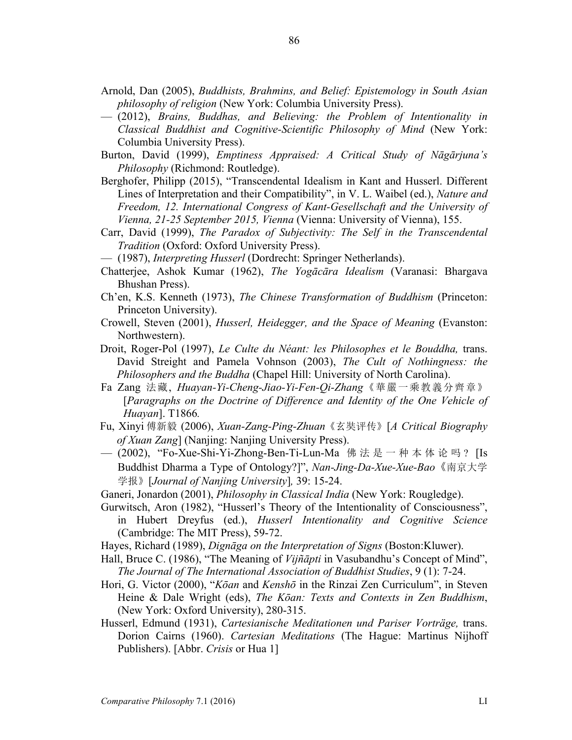Arnold, Dan (2005), *Buddhists, Brahmins, and Belief: Epistemology in South Asian philosophy of religion* (New York: Columbia University Press).

— (2012), *Brains, Buddhas, and Believing: the Problem of Intentionality in Classical Buddhist and Cognitive-Scientific Philosophy of Mind* (New York: Columbia University Press).

Burton, David (1999), *Emptiness Appraised: A Critical Study of Nāgārjuna's Philosophy* (Richmond: Routledge).

Berghofer, Philipp (2015), "Transcendental Idealism in Kant and Husserl. Different Lines of Interpretation and their Compatibility", in V. L. Waibel (ed.), *Nature and Freedom, 12. International Congress of Kant-Gesellschaft and the University of Vienna, 21-25 September 2015, Vienna* (Vienna: University of Vienna), 155.

Carr, David (1999), *The Paradox of Subjectivity: The Self in the Transcendental Tradition* (Oxford: Oxford University Press).

— (1987), *Interpreting Husserl* (Dordrecht: Springer Netherlands).

Chatterjee, Ashok Kumar (1962), *The Yogācāra Idealism* (Varanasi: Bhargava Bhushan Press).

Ch'en, K.S. Kenneth (1973), *The Chinese Transformation of Buddhism* (Princeton: Princeton University).

Crowell, Steven (2001), *Husserl, Heidegger, and the Space of Meaning* (Evanston: Northwestern).

Droit, Roger-Pol (1997), *Le Culte du Néant: les Philosophes et le Bouddha,* trans. David Streight and Pamela Vohnson (2003), *The Cult of Nothingness: the Philosophers and the Buddha* (Chapel Hill: University of North Carolina).

Fa Zang 法藏, *Huayan-Yi-Cheng-Jiao-Yi-Fen-Qi-Zhang*《華嚴一乘教義分齊章》[*Paragraphs on the Doctrine of Difference and Identity of the One Vehicle of Huayan*]. T1866.

Fu, Xinyi 傅新毅 (2006), *Xuan-Zang-Ping-Zhuan*《玄奘评传》[*A Critical Biography of Xuan Zang*] (Nanjing: Nanjing University Press).

— (2002), "Fo-Xue-Shi-Yi-Zhong-Ben-Ti-Lun-Ma 佛法是一种本体论吗？ [Is Buddhist Dharma a Type of Ontology?]", *Nan-Jing-Da-Xue-Xue-Bao*《南京大学学报》[*Journal of Nanjing University*], 39: 15-24.

Ganeri, Jonardon (2001), *Philosophy in Classical India* (New York: Rougledge).

Gurwitsch, Aron (1982), "Husserl's Theory of the Intentionality of Consciousness", in Hubert Dreyfus (ed.), *Husserl Intentionality and Cognitive Science* (Cambridge: The MIT Press), 59-72.

Hayes, Richard (1989), *Dignāga on the Interpretation of Signs* (Boston:Kluwer).

Hall, Bruce C. (1986), "The Meaning of *Vijñāpti* in Vasubandhu's Concept of Mind", *The Journal of The International Association of Buddhist Studies*, 9 (1): 7-24.

Hori, G. Victor (2000), "*Kōan* and *Kenshō* in the Rinzai Zen Curriculum", in Steven Heine & Dale Wright (eds), *The Kōan: Texts and Contexts in Zen Buddhism*, (New York: Oxford University), 280-315.

Husserl, Edmund (1931), *Cartesianische Meditationen und Pariser Vorträge,* trans. Dorion Cairns (1960). *Cartesian Meditations* (The Hague: Martinus Nijhoff Publishers). [Abbr. *Crisis* or Hua 1]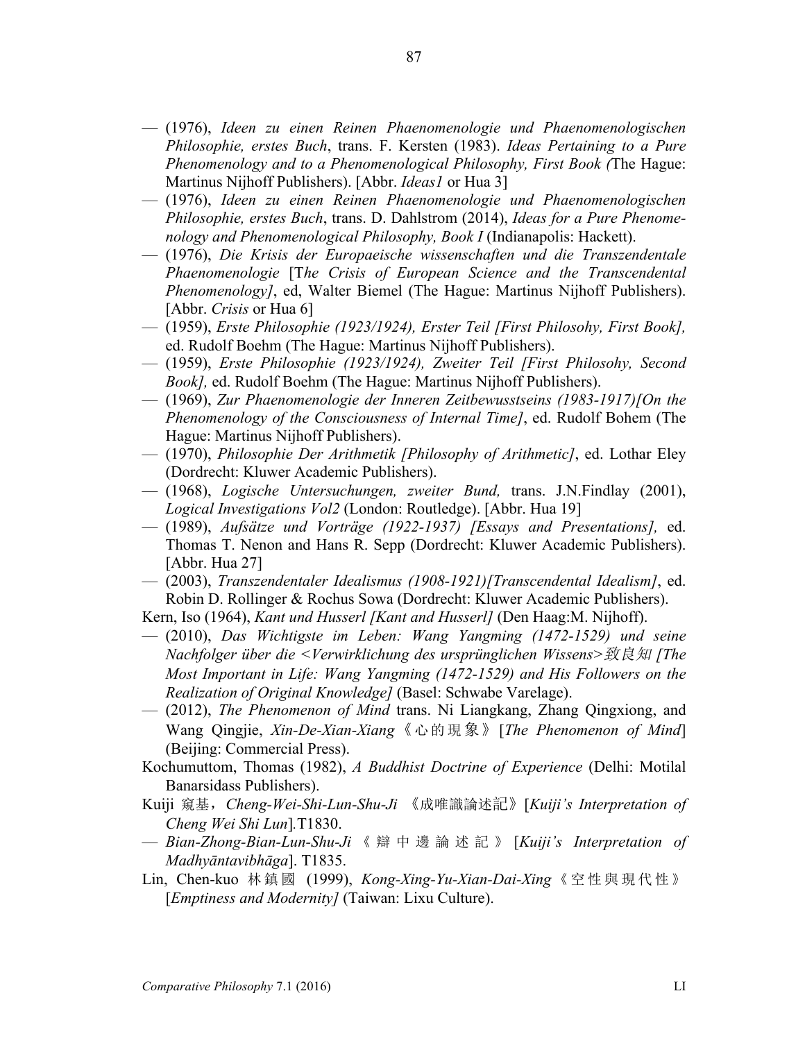— (1976), *Ideen zu einen Reinen Phaenomenologie und Phaenomenologischen Philosophie, erstes Buch*, trans. F. Kersten (1983). *Ideas Pertaining to a Pure Phenomenology and to a Phenomenological Philosophy, First Book (*The Hague: Martinus Nijhoff Publishers). [Abbr. *Ideas1* or Hua 3]

— (1976), *Ideen zu einen Reinen Phaenomenologie und Phaenomenologischen Philosophie, erstes Buch*, trans. D. Dahlstrom (2014), *Ideas for a Pure Phenomenology and Phenomenological Philosophy, Book I* (Indianapolis: Hackett).

— (1976), *Die Krisis der Europaeische wissenschaften und die Transzendentale Phaenomenologie* [T*he Crisis of European Science and the Transcendental Phenomenology]*, ed, Walter Biemel (The Hague: Martinus Nijhoff Publishers). [Abbr. *Crisis* or Hua 6]

— (1959), *Erste Philosophie (1923/1924), Erster Teil [First Philosohy, First Book],* ed. Rudolf Boehm (The Hague: Martinus Nijhoff Publishers).

— (1959), *Erste Philosophie (1923/1924), Zweiter Teil [First Philosohy, Second Book],* ed. Rudolf Boehm (The Hague: Martinus Nijhoff Publishers).

— (1969), *Zur Phaenomenologie der Inneren Zeitbewusstseins (1983-1917)[On the Phenomenology of the Consciousness of Internal Time]*, ed. Rudolf Bohem (The Hague: Martinus Nijhoff Publishers).

— (1970), *Philosophie Der Arithmetik [Philosophy of Arithmetic]*, ed. Lothar Eley (Dordrecht: Kluwer Academic Publishers).

— (1968), *Logische Untersuchungen, zweiter Bund,* trans. J.N.Findlay (2001), *Logical Investigations Vol2* (London: Routledge). [Abbr. Hua 19]

— (1989), *Aufsätze und Vorträge (1922-1937) [Essays and Presentations],* ed. Thomas T. Nenon and Hans R. Sepp (Dordrecht: Kluwer Academic Publishers). [Abbr. Hua 27]

— (2003), *Transzendentaler Idealismus (1908-1921)[Transcendental Idealism]*, ed. Robin D. Rollinger & Rochus Sowa (Dordrecht: Kluwer Academic Publishers).

Kern, Iso (1964), *Kant und Husserl [Kant and Husserl]* (Den Haag:M. Nijhoff).

— (2010), *Das Wichtigste im Leben: Wang Yangming (1472-1529) und seine Nachfolger über die <Verwirklichung des ursprünglichen Wissens>致良知 [The Most Important in Life: Wang Yangming (1472-1529) and His Followers on the Realization of Original Knowledge]* (Basel: Schwabe Varelage).

— (2012), *The Phenomenon of Mind* trans. Ni Liangkang, Zhang Qingxiong, and Wang Qingjie, *Xin-De-Xian-Xiang*《心的現象》[*The Phenomenon of Mind*] (Beijing: Commercial Press).

Kochumuttom, Thomas (1982), *A Buddhist Doctrine of Experience* (Delhi: Motilal Banarsidass Publishers).

Kuiji 窺基，*Cheng-Wei-Shi-Lun-Shu-Ji* 《成唯識論述記》[*Kuiji's Interpretation of Cheng Wei Shi Lun*]*.*T1830.

— *Bian-Zhong-Bian-Lun-Shu-Ji* 《辯中邊論述記》 [*Kuiji's Interpretation of Madhyāntavibhāga*]. T1835.

Lin, Chen-kuo 林鎮國 (1999), *Kong-Xing-Yu-Xian-Dai-Xing*《空性與現代性》[*Emptiness and Modernity]* (Taiwan: Lixu Culture).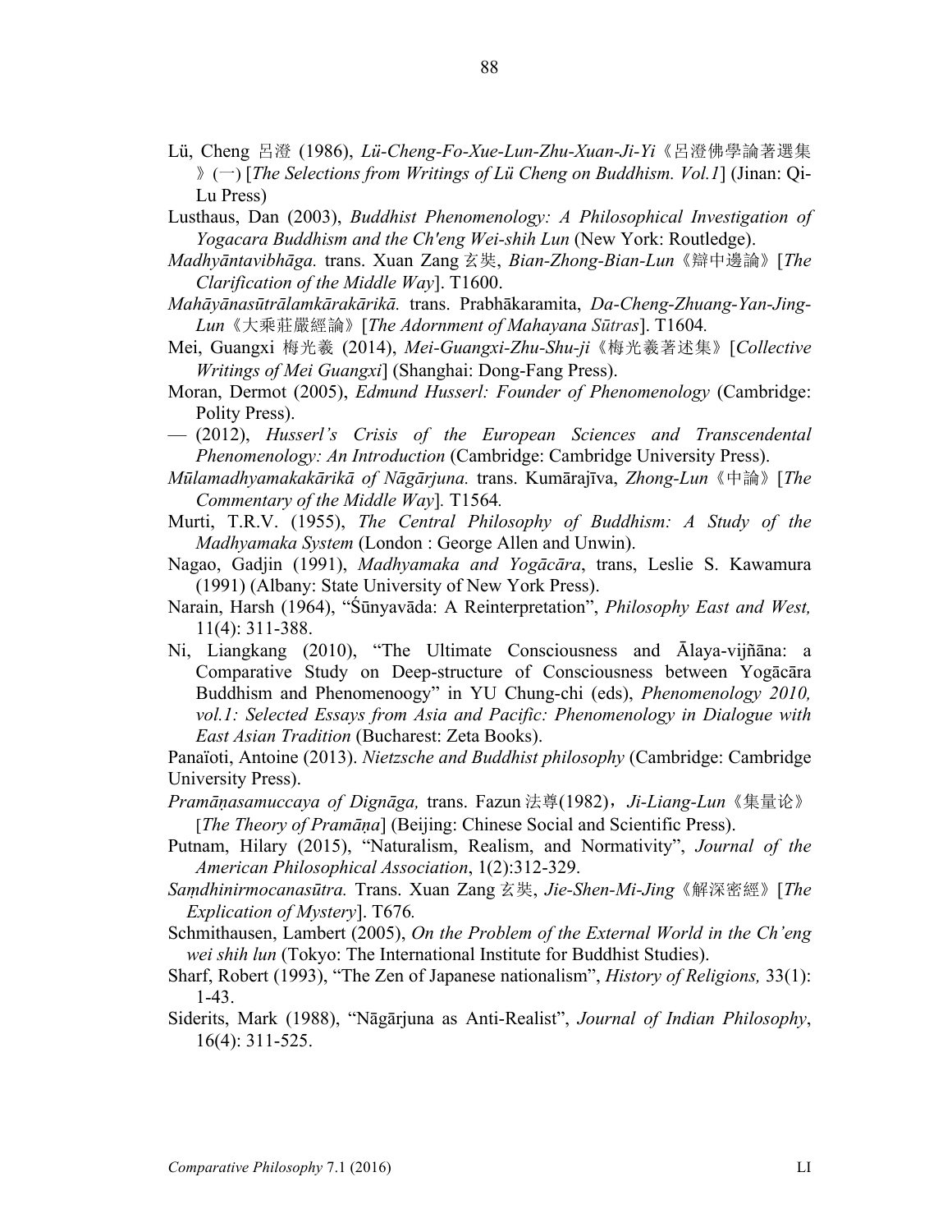Lü, Cheng 呂澄 (1986), *Lü-Cheng-Fo-Xue-Lun-Zhu-Xuan-Ji-Yi*《呂澄佛學論著選集》(一) [*The Selections from Writings of Lü Cheng on Buddhism. Vol.1*] (Jinan: Qi-Lu Press)

Lusthaus, Dan (2003), *Buddhist Phenomenology: A Philosophical Investigation of Yogacara Buddhism and the Ch'eng Wei-shih Lun* (New York: Routledge).

*Madhyāntavibhāga.* trans. Xuan Zang 玄奘, *Bian-Zhong-Bian-Lun*《辯中邊論》[*The Clarification of the Middle Way*]. T1600.

*Mahāyānasūtrālamkārakārikā.* trans. Prabhākaramita, *Da-Cheng-Zhuang-Yan-Jing-Lun*《大乘莊嚴經論》[*The Adornment of Mahayana Sūtras*]. T1604.

Mei, Guangxi 梅光羲 (2014), *Mei-Guangxi-Zhu-Shu-ji*《梅光羲著述集》[*Collective Writings of Mei Guangxi*] (Shanghai: Dong-Fang Press).

Moran, Dermot (2005), *Edmund Husserl: Founder of Phenomenology* (Cambridge: Polity Press).

— (2012), *Husserl's Crisis of the European Sciences and Transcendental Phenomenology: An Introduction* (Cambridge: Cambridge University Press).

*Mūlamadhyamakakārikā of Nāgārjuna.* trans. Kumārajīva, *Zhong-Lun*《中論》[*The Commentary of the Middle Way*]. T1564.

Murti, T.R.V. (1955), *The Central Philosophy of Buddhism: A Study of the Madhyamaka System* (London : George Allen and Unwin).

Nagao, Gadjin (1991), *Madhyamaka and Yogācāra*, trans, Leslie S. Kawamura (1991) (Albany: State University of New York Press).

Narain, Harsh (1964), "Śūnyavāda: A Reinterpretation", *Philosophy East and West,* 11(4): 311-388.

Ni, Liangkang (2010), "The Ultimate Consciousness and Ālaya-vijñāna: a Comparative Study on Deep-structure of Consciousness between Yogācāra Buddhism and Phenomenoogy" in YU Chung-chi (eds), *Phenomenology 2010, vol.1: Selected Essays from Asia and Pacific: Phenomenology in Dialogue with East Asian Tradition* (Bucharest: Zeta Books).

Panaïoti, Antoine (2013). *Nietzsche and Buddhist philosophy* (Cambridge: Cambridge University Press).

*Pramāṇasamuccaya of Dignāga,* trans. Fazun 法尊(1982)，*Ji-Liang-Lun*《集量论》[*The Theory of Pramāṇa*] (Beijing: Chinese Social and Scientific Press).

Putnam, Hilary (2015), "Naturalism, Realism, and Normativity", *Journal of the American Philosophical Association*, 1(2):312-329.

*Saṃdhinirmocanasūtra.* Trans. Xuan Zang 玄奘, *Jie-Shen-Mi-Jing*《解深密經》[*The Explication of Mystery*]. T676.

Schmithausen, Lambert (2005), *On the Problem of the External World in the Ch'eng wei shih lun* (Tokyo: The International Institute for Buddhist Studies).

Sharf, Robert (1993), "The Zen of Japanese nationalism", *History of Religions,* 33(1): 1-43.

Siderits, Mark (1988), "Nāgārjuna as Anti-Realist", *Journal of Indian Philosophy*, 16(4): 311-525.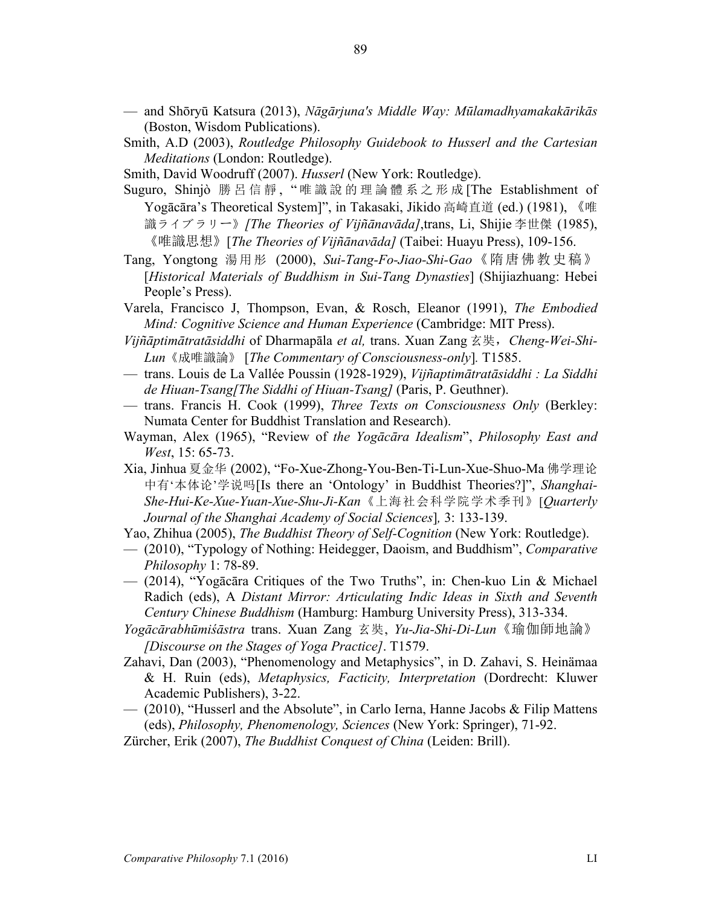— and Shōryū Katsura (2013), *Nāgārjuna's Middle Way: Mūlamadhyamakakārikās* (Boston, Wisdom Publications).

Smith, A.D (2003), *Routledge Philosophy Guidebook to Husserl and the Cartesian Meditations* (London: Routledge).

Smith, David Woodruff (2007). *Husserl* (New York: Routledge).

Suguro, Shinjò 勝呂信靜, "唯識說的理論體系之形成[The Establishment of Yogācāra's Theoretical System]", in Takasaki, Jikido 高崎直道 (ed.) (1981), 《唯識ライブラリー》*[The Theories of Vijñānavāda]*,trans, Li, Shijie 李世傑 (1985), 《唯識思想》[*The Theories of Vijñānavāda]* (Taibei: Huayu Press), 109-156.

Tang, Yongtong 湯用彤 (2000), *Sui-Tang-Fo-Jiao-Shi-Gao*《隋唐佛教史稿》[*Historical Materials of Buddhism in Sui-Tang Dynasties*] (Shijiazhuang: Hebei People's Press).

Varela, Francisco J, Thompson, Evan, & Rosch, Eleanor (1991), *The Embodied Mind: Cognitive Science and Human Experience* (Cambridge: MIT Press).

*Vijñāptimātratāsiddhi* of Dharmapāla *et al,* trans. Xuan Zang 玄奘，*Cheng-Wei-Shi-Lun*《成唯識論》 [*The Commentary of Consciousness-only*]. T1585.

— trans. Louis de La Vallée Poussin (1928-1929), *Vijñaptimātratāsiddhi : La Siddhi de Hiuan-Tsang[The Siddhi of Hiuan-Tsang]* (Paris, P. Geuthner).

— trans. Francis H. Cook (1999), *Three Texts on Consciousness Only* (Berkley: Numata Center for Buddhist Translation and Research).

Wayman, Alex (1965), "Review of *the Yogācāra Idealism*", *Philosophy East and West*, 15: 65-73.

Xia, Jinhua 夏金华 (2002), "Fo-Xue-Zhong-You-Ben-Ti-Lun-Xue-Shuo-Ma 佛学理论中有'本体论'学说吗[Is there an 'Ontology' in Buddhist Theories?]", *Shanghai-She-Hui-Ke-Xue-Yuan-Xue-Shu-Ji-Kan*《上海社会科学院学术季刊》[*Quarterly Journal of the Shanghai Academy of Social Sciences*], 3: 133-139.

Yao, Zhihua (2005), *The Buddhist Theory of Self-Cognition* (New York: Routledge).

— (2010), "Typology of Nothing: Heidegger, Daoism, and Buddhism", *Comparative Philosophy* 1: 78-89.

— (2014), "Yogācāra Critiques of the Two Truths", in: Chen-kuo Lin & Michael Radich (eds), A *Distant Mirror: Articulating Indic Ideas in Sixth and Seventh Century Chinese Buddhism* (Hamburg: Hamburg University Press), 313-334.

*Yogācārabhūmiśāstra* trans. Xuan Zang 玄奘, *Yu-Jia-Shi-Di-Lun*《瑜伽師地論》*[Discourse on the Stages of Yoga Practice]*. T1579.

Zahavi, Dan (2003), "Phenomenology and Metaphysics", in D. Zahavi, S. Heinämaa & H. Ruin (eds), *Metaphysics, Facticity, Interpretation* (Dordrecht: Kluwer Academic Publishers), 3-22.

— (2010), "Husserl and the Absolute", in Carlo Ierna, Hanne Jacobs & Filip Mattens (eds), *Philosophy, Phenomenology, Sciences* (New York: Springer), 71-92.

Zürcher, Erik (2007), *The Buddhist Conquest of China* (Leiden: Brill).